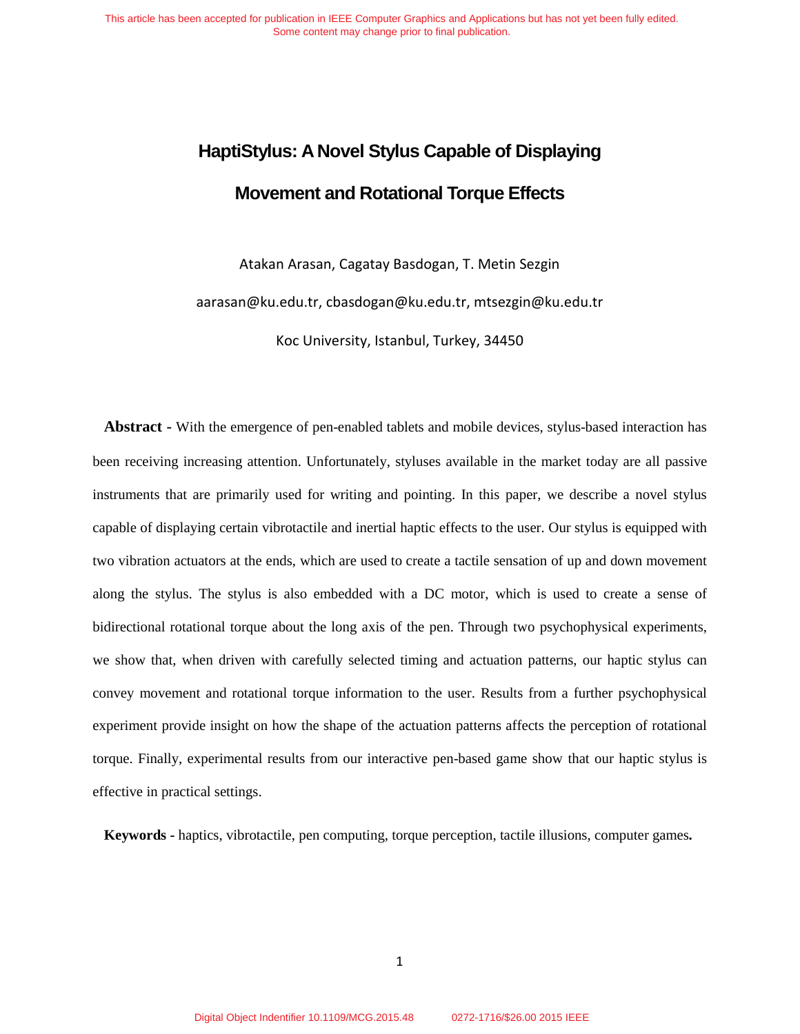# HaptiStylus: A Novel Stylus Capable of Displaying Movement and Rotational Torque Effects

Atakan Arasan, Cagatay Basdogan, T. Metin Sezgin

aarasan@ku.edu.tr, cbasdogan@ku.edu.tr, mtsezgin@ku.edu.tr

Koc University, Istanbul, Turkey, 34450

**Abstract -** With the emergence of pen-enabled tablets and mobile devices, stylus-based interaction has been receiving increasing attention. Unfortunately, styluses available in the market today are all passive instruments that are primarily used for writing and pointing. In this paper, we describe a novel stylus capable of displaying certain vibrotactile and inertial haptic effects to the user. Our stylus is equipped with two vibration actuators at the ends, which are used to create a tactile sensation of up and down movement along the stylus. The stylus is also embedded with a DC motor, which is used to create a sense of bidirectional rotational torque about the long axis of the pen. Through two psychophysical experiments, we show that, when driven with carefully selected timing and actuation patterns, our haptic stylus can convey movement and rotational torque information to the user. Results from a further psychophysical experiment provide insight on how the shape of the actuation patterns affects the perception of rotational torque. Finally, experimental results from our interactive pen-based game show that our haptic stylus is effective in practical settings.

**Keywords -** haptics, vibrotactile, pen computing, torque perception, tactile illusions, computer games**.**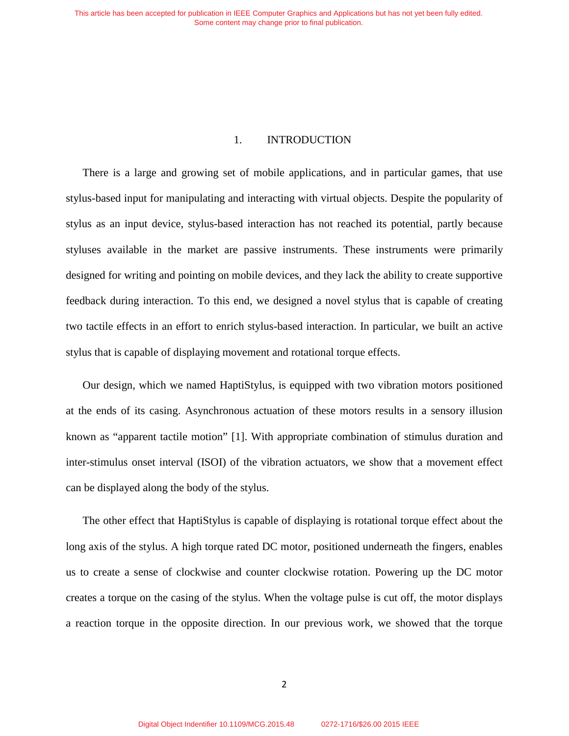# 1. INTRODUCTION

There is a large and growing set of mobile applications, and in particular games, that use stylus-based input for manipulating and interacting with virtual objects. Despite the popularity of stylus as an input device, stylus-based interaction has not reached its potential, partly because styluses available in the market are passive instruments. These instruments were primarily designed for writing and pointing on mobile devices, and they lack the ability to create supportive feedback during interaction. To this end, we designed a novel stylus that is capable of creating two tactile effects in an effort to enrich stylus-based interaction. In particular, we built an active stylus that is capable of displaying movement and rotational torque effects.

Our design, which we named HaptiStylus, is equipped with two vibration motors positioned at the ends of its casing. Asynchronous actuation of these motors results in a sensory illusion known as "apparent tactile motion" [1]. With appropriate combination of stimulus duration and inter-stimulus onset interval (ISOI) of the vibration actuators, we show that a movement effect can be displayed along the body of the stylus.

The other effect that HaptiStylus is capable of displaying is rotational torque effect about the long axis of the stylus. A high torque rated DC motor, positioned underneath the fingers, enables us to create a sense of clockwise and counter clockwise rotation. Powering up the DC motor creates a torque on the casing of the stylus. When the voltage pulse is cut off, the motor displays a reaction torque in the opposite direction. In our previous work, we showed that the torque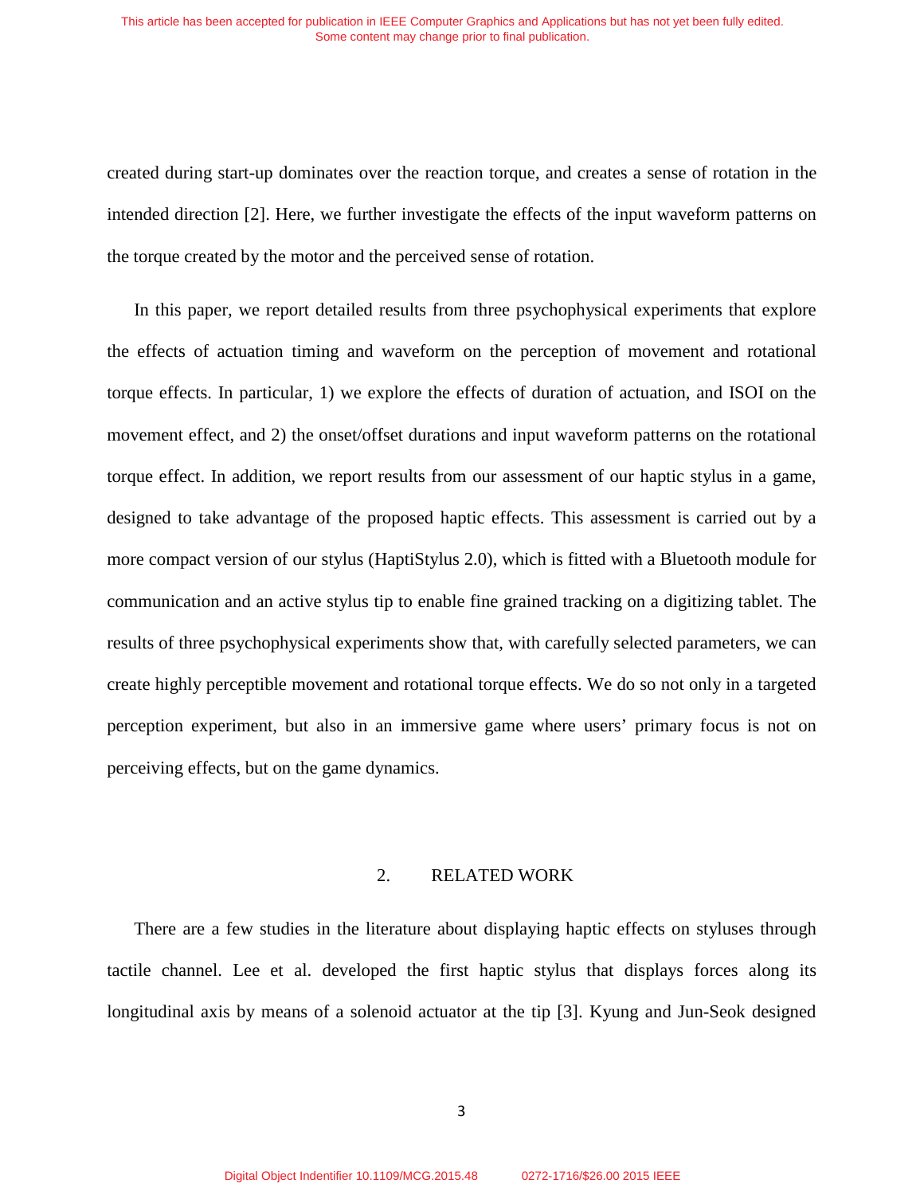created during start-up dominates over the reaction torque, and creates a sense of rotation in the intended direction [2]. Here, we further investigate the effects of the input waveform patterns on the torque created by the motor and the perceived sense of rotation.

In this paper, we report detailed results from three psychophysical experiments that explore the effects of actuation timing and waveform on the perception of movement and rotational torque effects. In particular, 1) we explore the effects of duration of actuation, and ISOI on the movement effect, and 2) the onset/offset durations and input waveform patterns on the rotational torque effect. In addition, we report results from our assessment of our haptic stylus in a game, designed to take advantage of the proposed haptic effects. This assessment is carried out by a more compact version of our stylus (HaptiStylus 2.0), which is fitted with a Bluetooth module for communication and an active stylus tip to enable fine grained tracking on a digitizing tablet. The results of three psychophysical experiments show that, with carefully selected parameters, we can create highly perceptible movement and rotational torque effects. We do so not only in a targeted perception experiment, but also in an immersive game where users' primary focus is not on perceiving effects, but on the game dynamics.

## 2. RELATED WORK

There are a few studies in the literature about displaying haptic effects on styluses through tactile channel. Lee et al. developed the first haptic stylus that displays forces along its longitudinal axis by means of a solenoid actuator at the tip [3]. Kyung and Jun-Seok designed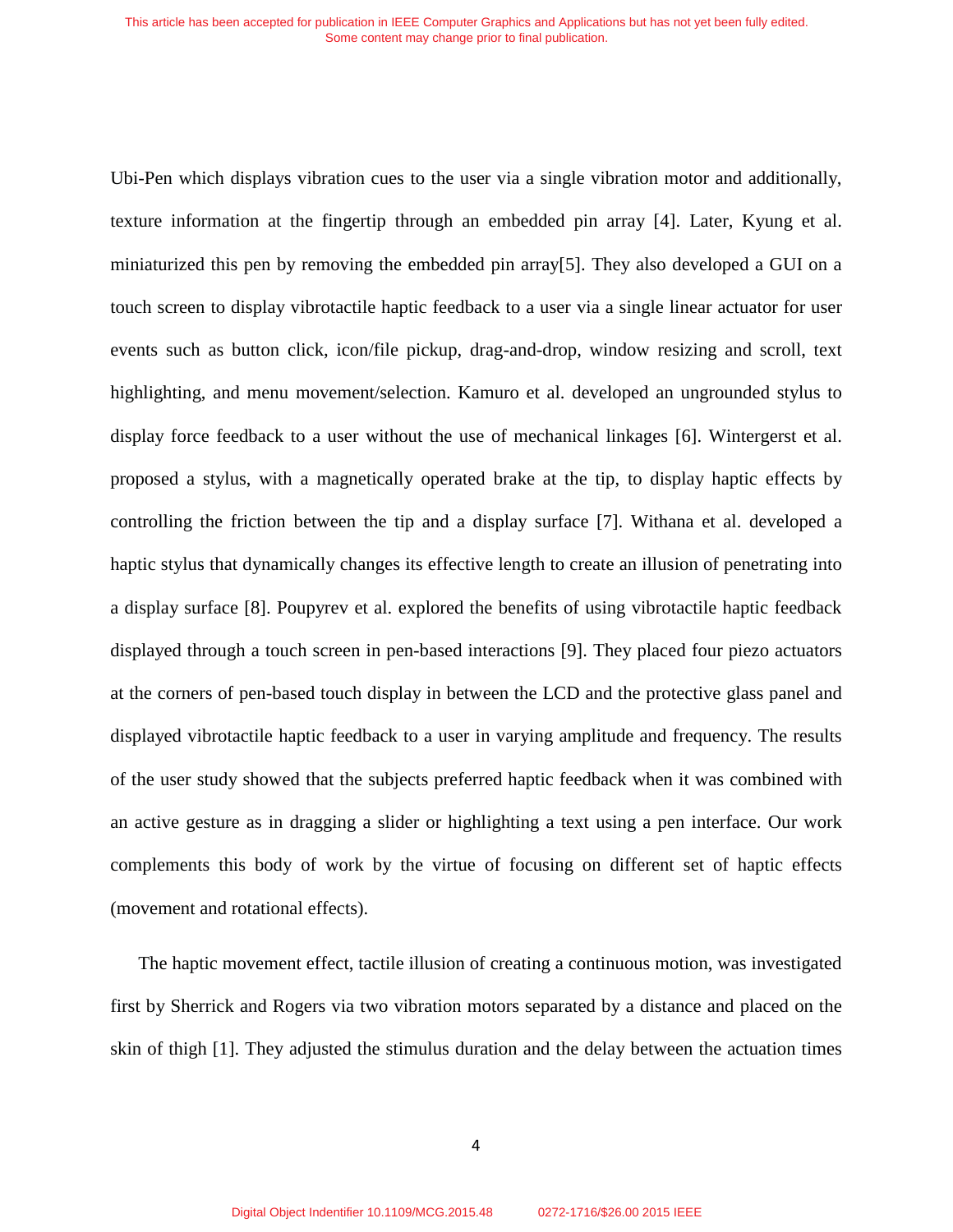Ubi-Pen which displays vibration cues to the user via a single vibration motor and additionally, texture information at the fingertip through an embedded pin array [4]. Later, Kyung et al. miniaturized this pen by removing the embedded pin array[5]. They also developed a GUI on a touch screen to display vibrotactile haptic feedback to a user via a single linear actuator for user events such as button click, icon/file pickup, drag-and-drop, window resizing and scroll, text highlighting, and menu movement/selection. Kamuro et al. developed an ungrounded stylus to display force feedback to a user without the use of mechanical linkages [6]. Wintergerst et al. proposed a stylus, with a magnetically operated brake at the tip, to display haptic effects by controlling the friction between the tip and a display surface [7]. Withana et al. developed a haptic stylus that dynamically changes its effective length to create an illusion of penetrating into a display surface [8]. Poupyrev et al. explored the benefits of using vibrotactile haptic feedback displayed through a touch screen in pen-based interactions [9]. They placed four piezo actuators at the corners of pen-based touch display in between the LCD and the protective glass panel and displayed vibrotactile haptic feedback to a user in varying amplitude and frequency. The results of the user study showed that the subjects preferred haptic feedback when it was combined with an active gesture as in dragging a slider or highlighting a text using a pen interface. Our work complements this body of work by the virtue of focusing on different set of haptic effects (movement and rotational effects).

The haptic movement effect, tactile illusion of creating a continuous motion, was investigated first by Sherrick and Rogers via two vibration motors separated by a distance and placed on the skin of thigh [1]. They adjusted the stimulus duration and the delay between the actuation times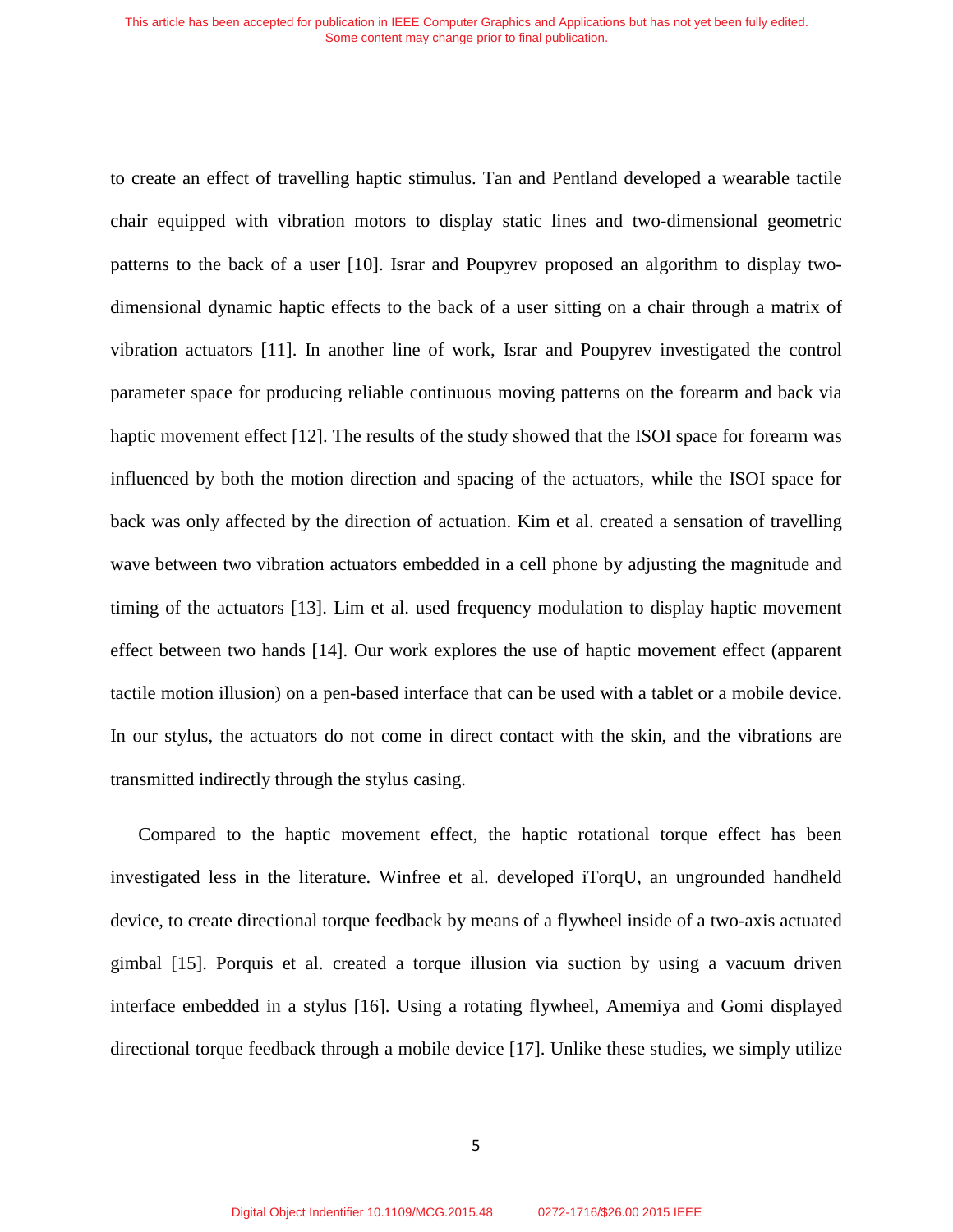to create an effect of travelling haptic stimulus. Tan and Pentland developed a wearable tactile chair equipped with vibration motors to display static lines and two-dimensional geometric patterns to the back of a user [10]. Israr and Poupyrev proposed an algorithm to display two-dimensional dynamic haptic effects to the back of a user sitting on a chair through a matrix of vibration actuators [11]. In another line of work, Israr and Poupyrev investigated the control parameter space for producing reliable continuous moving patterns on the forearm and back via haptic movement effect [12]. The results of the study showed that the ISOI space for forearm was influenced by both the motion direction and spacing of the actuators, while the ISOI space for back was only affected by the direction of actuation. Kim et al. created a sensation of travelling wave between two vibration actuators embedded in a cell phone by adjusting the magnitude and timing of the actuators [13]. Lim et al. used frequency modulation to display haptic movement effect between two hands [14]. Our work explores the use of haptic movement effect (apparent tactile motion illusion) on a pen-based interface that can be used with a tablet or a mobile device. In our stylus, the actuators do not come in direct contact with the skin, and the vibrations are transmitted indirectly through the stylus casing.

Compared to the haptic movement effect, the haptic rotational torque effect has been investigated less in the literature. Winfree et al. developed iTorqU, an ungrounded handheld device, to create directional torque feedback by means of a flywheel inside of a two-axis actuated gimbal [15]. Porquis et al. created a torque illusion via suction by using a vacuum driven interface embedded in a stylus [16]. Using a rotating flywheel, Amemiya and Gomi displayed directional torque feedback through a mobile device [17]. Unlike these studies, we simply utilize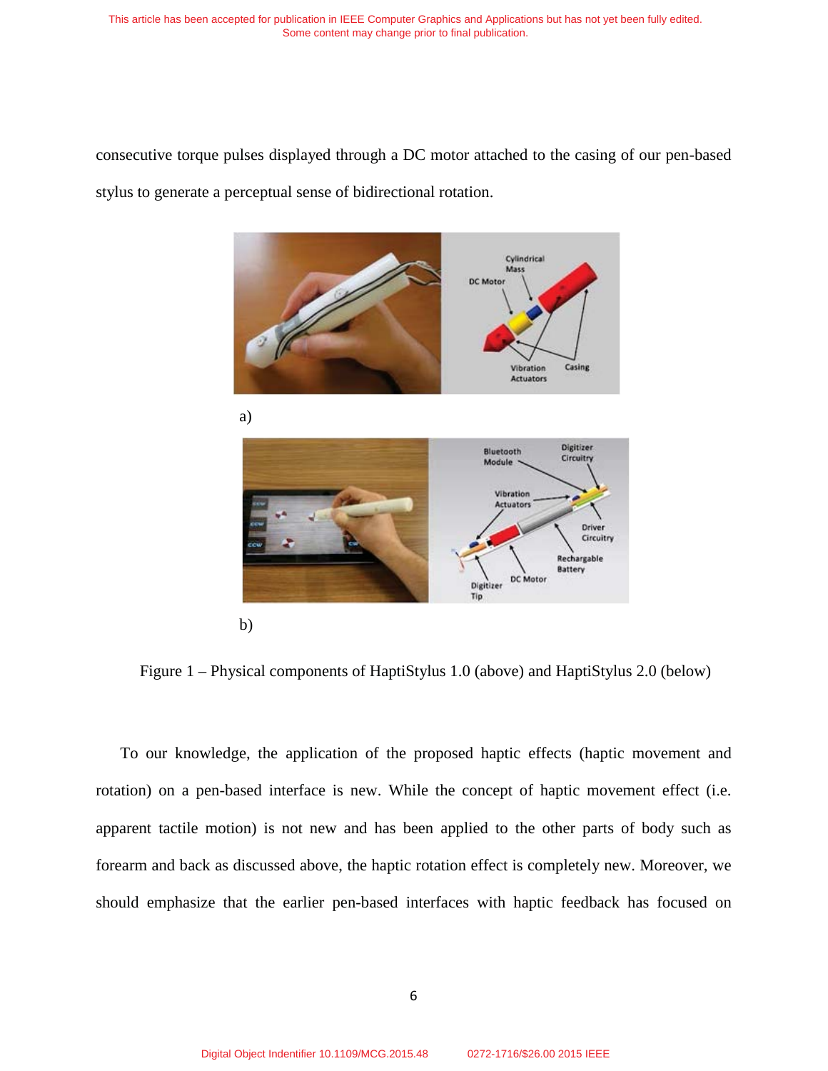consecutive torque pulses displayed through a DC motor attached to the casing of our pen-based stylus to generate a perceptual sense of bidirectional rotation.

a)

b)

Figure 1 – Physical components of HaptiStylus 1.0 (above) and HaptiStylus 2.0 (below)

To our knowledge, the application of the proposed haptic effects (haptic movement and rotation) on a pen-based interface is new. While the concept of haptic movement effect (i.e. apparent tactile motion) is not new and has been applied to the other parts of body such as forearm and back as discussed above, the haptic rotation effect is completely new. Moreover, we should emphasize that the earlier pen-based interfaces with haptic feedback has focused on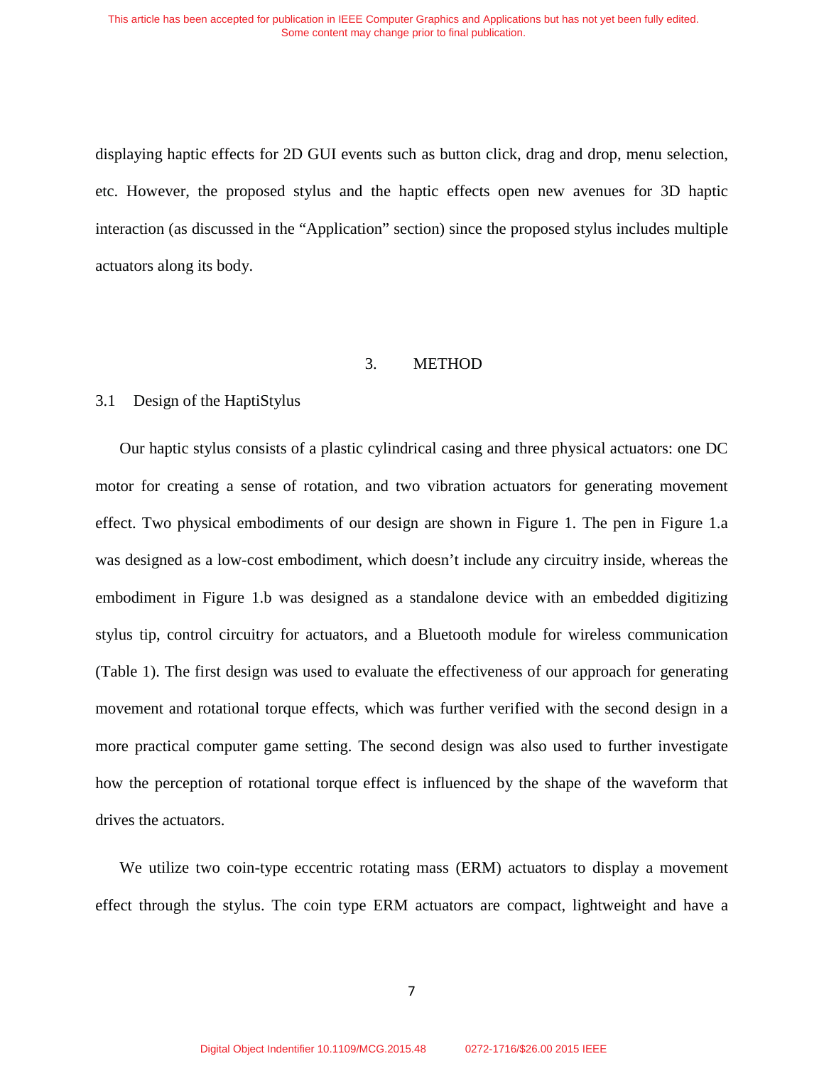displaying haptic effects for 2D GUI events such as button click, drag and drop, menu selection, etc. However, the proposed stylus and the haptic effects open new avenues for 3D haptic interaction (as discussed in the "Application" section) since the proposed stylus includes multiple actuators along its body.

# 3. METHOD

## 3.1 Design of the HaptiStylus

Our haptic stylus consists of a plastic cylindrical casing and three physical actuators: one DC motor for creating a sense of rotation, and two vibration actuators for generating movement effect. Two physical embodiments of our design are shown in Figure 1. The pen in Figure 1.a was designed as a low-cost embodiment, which doesn't include any circuitry inside, whereas the embodiment in Figure 1.b was designed as a standalone device with an embedded digitizing stylus tip, control circuitry for actuators, and a Bluetooth module for wireless communication (Table 1). The first design was used to evaluate the effectiveness of our approach for generating movement and rotational torque effects, which was further verified with the second design in a more practical computer game setting. The second design was also used to further investigate how the perception of rotational torque effect is influenced by the shape of the waveform that drives the actuators.

We utilize two coin-type eccentric rotating mass (ERM) actuators to display a movement effect through the stylus. The coin type ERM actuators are compact, lightweight and have a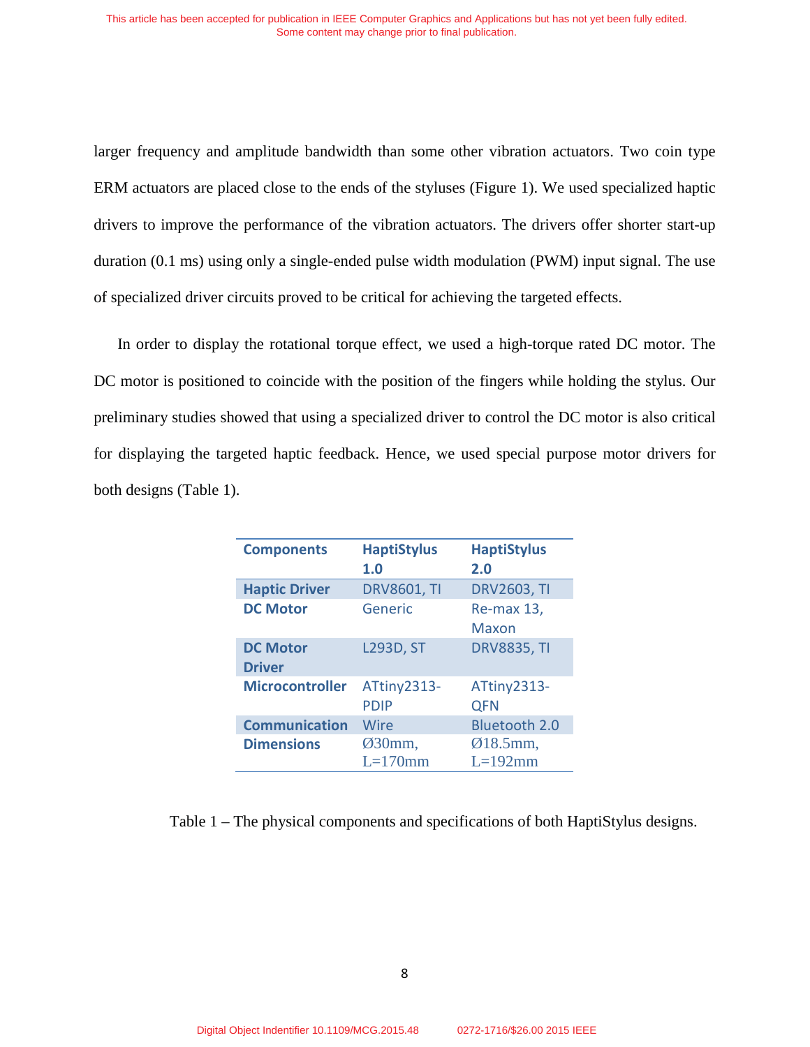larger frequency and amplitude bandwidth than some other vibration actuators. Two coin type ERM actuators are placed close to the ends of the styluses (Figure 1). We used specialized haptic drivers to improve the performance of the vibration actuators. The drivers offer shorter start-up duration (0.1 ms) using only a single-ended pulse width modulation (PWM) input signal. The use of specialized driver circuits proved to be critical for achieving the targeted effects.

In order to display the rotational torque effect, we used a high-torque rated DC motor. The DC motor is positioned to coincide with the position of the fingers while holding the stylus. Our preliminary studies showed that using a specialized driver to control the DC motor is also critical for displaying the targeted haptic feedback. Hence, we used special purpose motor drivers for both designs (Table 1).

| Components | HaptiStylus 1.0 | HaptiStylus 2.0 |
|---|---|---|
| Haptic Driver | DRV8601, TI | DRV2603, TI |
| DC Motor | Generic | Re-max 13, Maxon |
| DC Motor Driver | L293D, ST | DRV8835, TI |
| Microcontroller | ATtiny2313-PDIP | ATtiny2313-QFN |
| Communication | Wire | Bluetooth 2.0 |
| Dimensions | Ø30mm, L=170mm | Ø18.5mm, L=192mm |

Table 1 – The physical components and specifications of both HaptiStylus designs.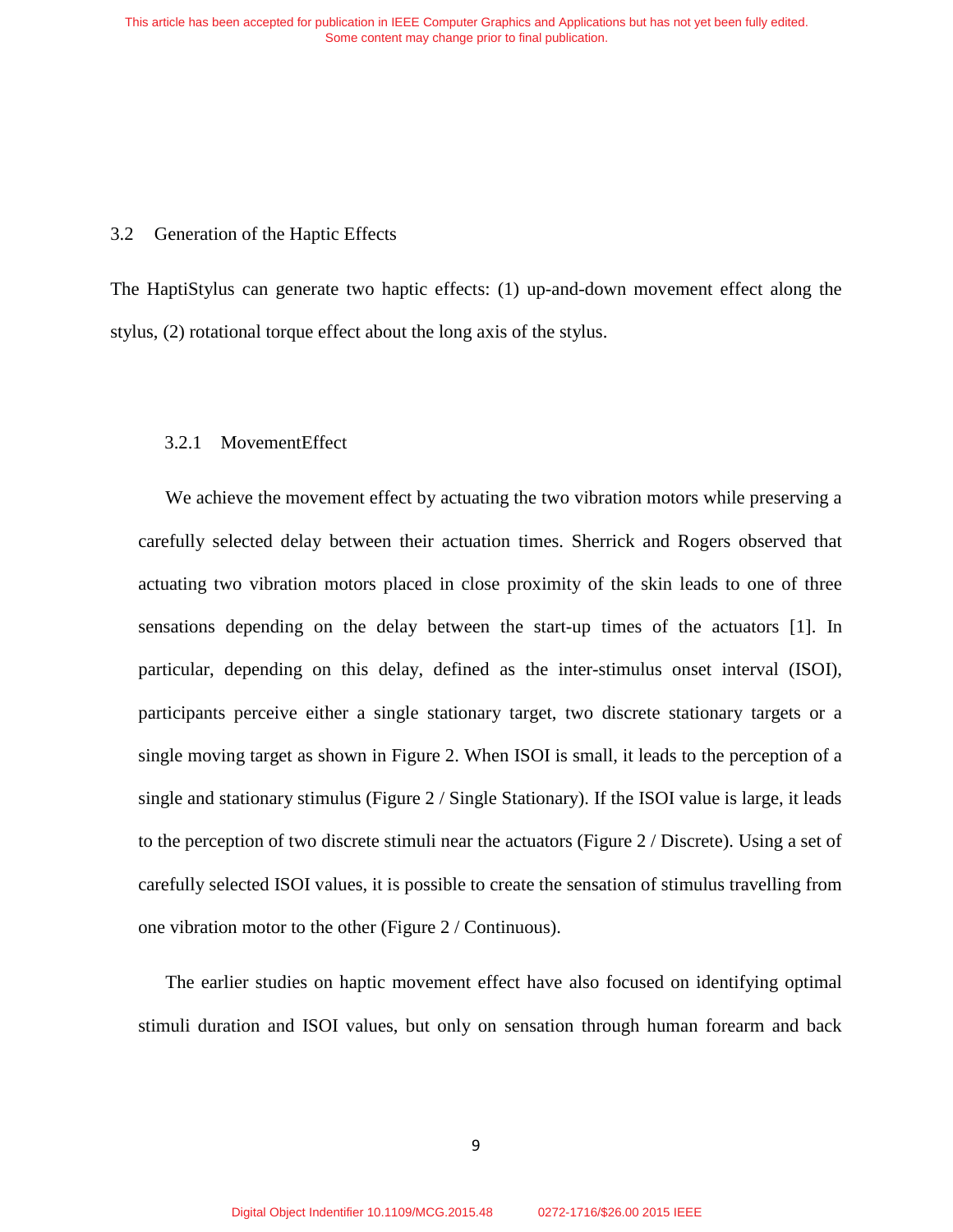## 3.2 Generation of the Haptic Effects

The HaptiStylus can generate two haptic effects: (1) up-and-down movement effect along the stylus, (2) rotational torque effect about the long axis of the stylus.

### 3.2.1 MovementEffect

We achieve the movement effect by actuating the two vibration motors while preserving a carefully selected delay between their actuation times. Sherrick and Rogers observed that actuating two vibration motors placed in close proximity of the skin leads to one of three sensations depending on the delay between the start-up times of the actuators [1]. In particular, depending on this delay, defined as the inter-stimulus onset interval (ISOI), participants perceive either a single stationary target, two discrete stationary targets or a single moving target as shown in Figure 2. When ISOI is small, it leads to the perception of a single and stationary stimulus (Figure 2 / Single Stationary). If the ISOI value is large, it leads to the perception of two discrete stimuli near the actuators (Figure 2 / Discrete). Using a set of carefully selected ISOI values, it is possible to create the sensation of stimulus travelling from one vibration motor to the other (Figure 2 / Continuous).

The earlier studies on haptic movement effect have also focused on identifying optimal stimuli duration and ISOI values, but only on sensation through human forearm and back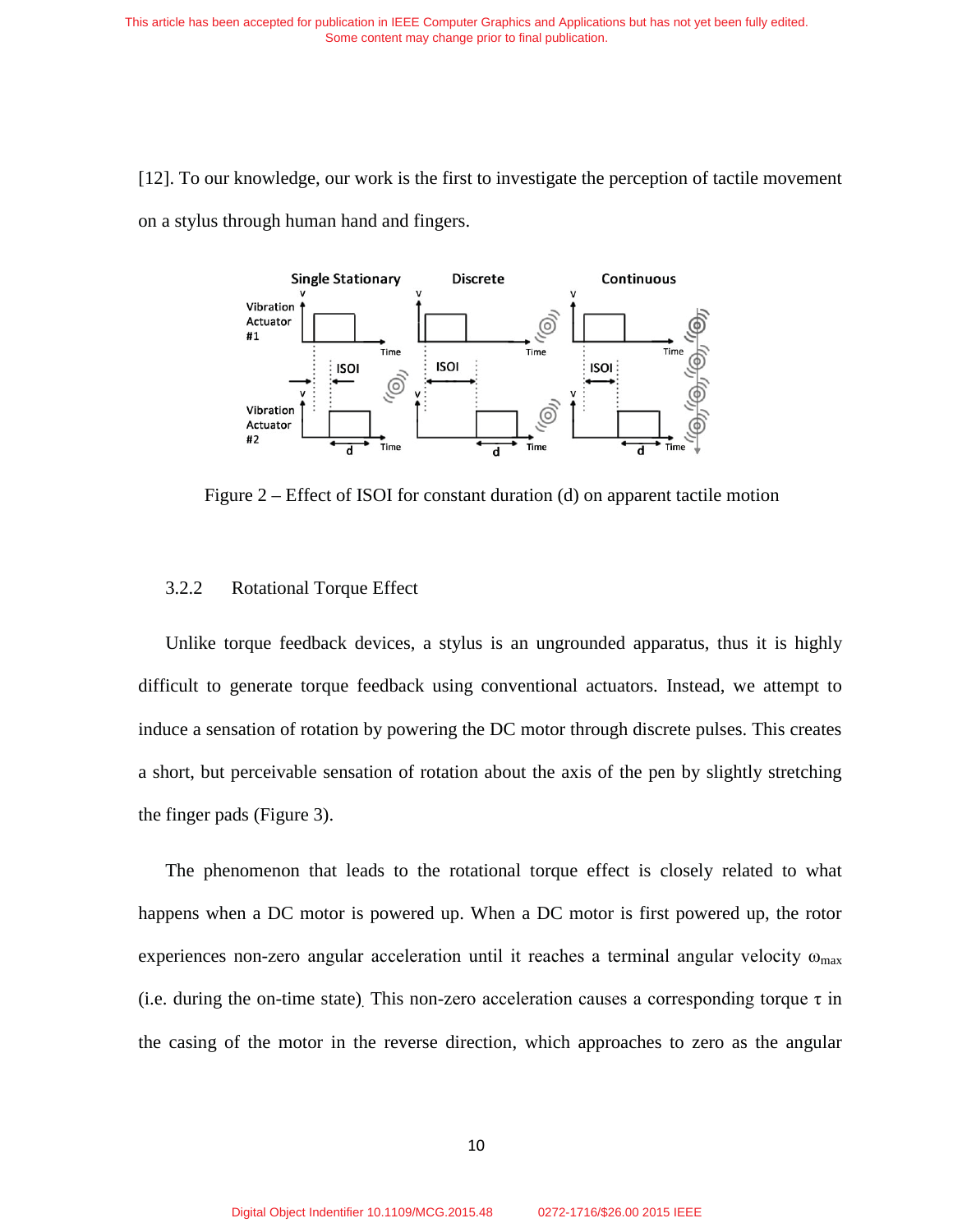[12]. To our knowledge, our work is the first to investigate the perception of tactile movement on a stylus through human hand and fingers.

Figure 2 – Effect of ISOI for constant duration (d) on apparent tactile motion

#### 3.2.2 Rotational Torque Effect

Unlike torque feedback devices, a stylus is an ungrounded apparatus, thus it is highly difficult to generate torque feedback using conventional actuators. Instead, we attempt to induce a sensation of rotation by powering the DC motor through discrete pulses. This creates a short, but perceivable sensation of rotation about the axis of the pen by slightly stretching the finger pads (Figure 3).

The phenomenon that leads to the rotational torque effect is closely related to what happens when a DC motor is powered up. When a DC motor is first powered up, the rotor experiences non-zero angular acceleration until it reaches a terminal angular velocity $\omega_{max}$ (i.e. during the on-time state). This non-zero acceleration causes a corresponding torque $\tau$ in the casing of the motor in the reverse direction, which approaches to zero as the angular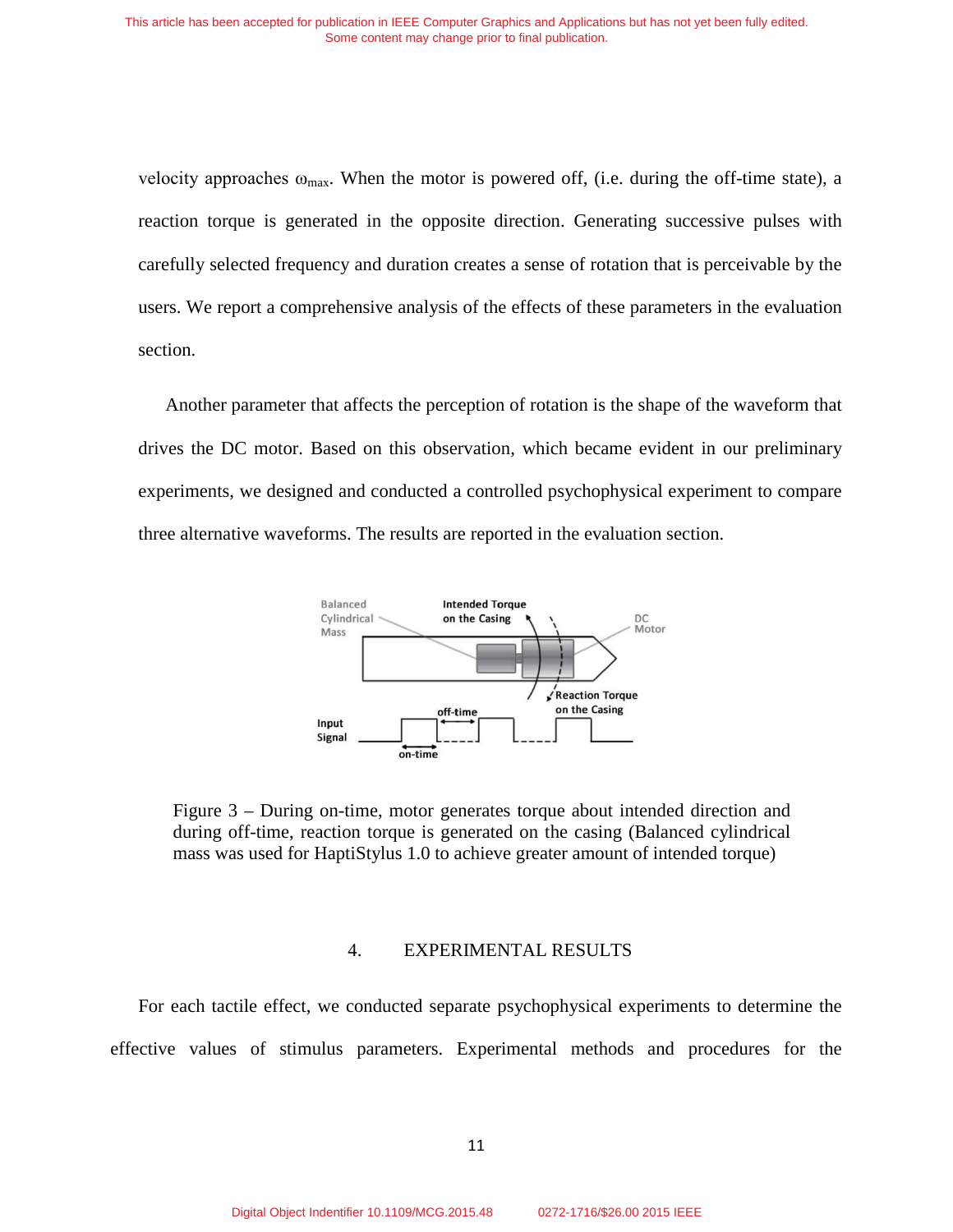velocity approaches $\omega_{max}$. When the motor is powered off, (i.e. during the off-time state), a reaction torque is generated in the opposite direction. Generating successive pulses with carefully selected frequency and duration creates a sense of rotation that is perceivable by the users. We report a comprehensive analysis of the effects of these parameters in the evaluation section.

Another parameter that affects the perception of rotation is the shape of the waveform that drives the DC motor. Based on this observation, which became evident in our preliminary experiments, we designed and conducted a controlled psychophysical experiment to compare three alternative waveforms. The results are reported in the evaluation section.

Figure 3 – During on-time, motor generates torque about intended direction and during off-time, reaction torque is generated on the casing (Balanced cylindrical mass was used for HaptiStylus 1.0 to achieve greater amount of intended torque)

## 4. EXPERIMENTAL RESULTS

For each tactile effect, we conducted separate psychophysical experiments to determine the effective values of stimulus parameters. Experimental methods and procedures for the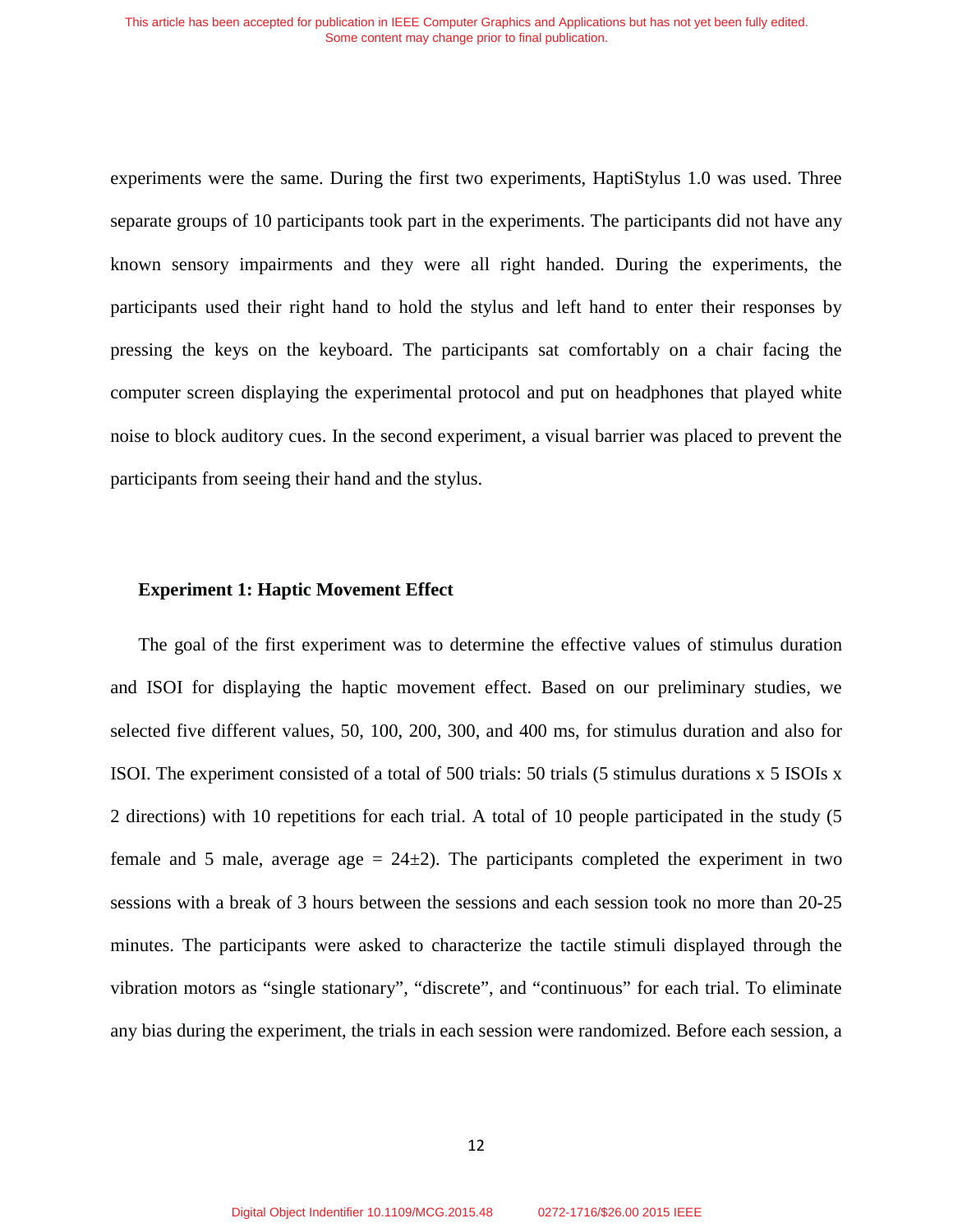experiments were the same. During the first two experiments, HaptiStylus 1.0 was used. Three separate groups of 10 participants took part in the experiments. The participants did not have any known sensory impairments and they were all right handed. During the experiments, the participants used their right hand to hold the stylus and left hand to enter their responses by pressing the keys on the keyboard. The participants sat comfortably on a chair facing the computer screen displaying the experimental protocol and put on headphones that played white noise to block auditory cues. In the second experiment, a visual barrier was placed to prevent the participants from seeing their hand and the stylus.

### Experiment 1: Haptic Movement Effect

The goal of the first experiment was to determine the effective values of stimulus duration and ISOI for displaying the haptic movement effect. Based on our preliminary studies, we selected five different values, 50, 100, 200, 300, and 400 ms, for stimulus duration and also for ISOI. The experiment consisted of a total of 500 trials: 50 trials (5 stimulus durations x 5 ISOIs x 2 directions) with 10 repetitions for each trial. A total of 10 people participated in the study (5 female and 5 male, average age = 24±2). The participants completed the experiment in two sessions with a break of 3 hours between the sessions and each session took no more than 20-25 minutes. The participants were asked to characterize the tactile stimuli displayed through the vibration motors as “single stationary”, “discrete”, and “continuous” for each trial. To eliminate any bias during the experiment, the trials in each session were randomized. Before each session, a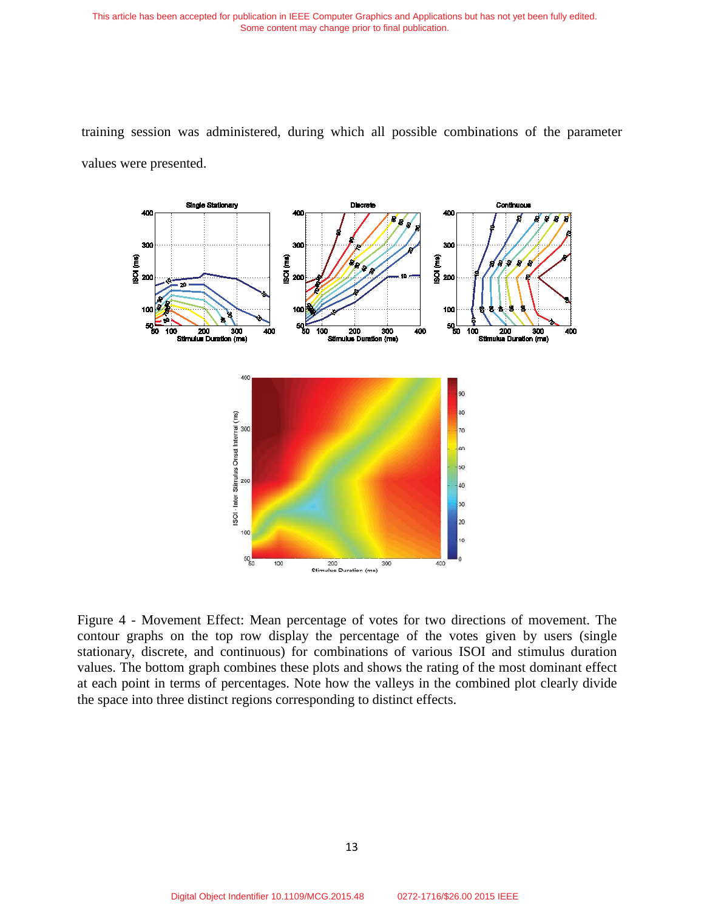training session was administered, during which all possible combinations of the parameter values were presented.

Figure 4 - Movement Effect: Mean percentage of votes for two directions of movement. The contour graphs on the top row display the percentage of the votes given by users (single stationary, discrete, and continuous) for combinations of various ISOI and stimulus duration values. The bottom graph combines these plots and shows the rating of the most dominant effect at each point in terms of percentages. Note how the valleys in the combined plot clearly divide the space into three distinct regions corresponding to distinct effects.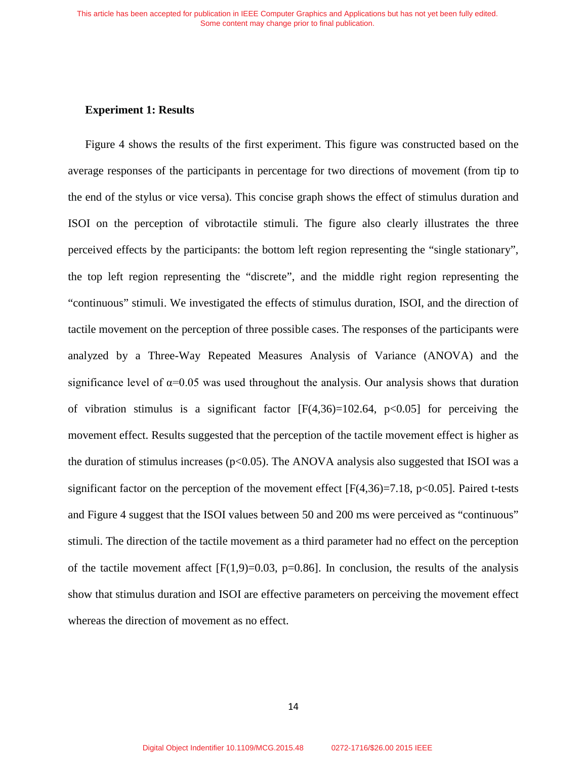### Experiment 1: Results

Figure 4 shows the results of the first experiment. This figure was constructed based on the average responses of the participants in percentage for two directions of movement (from tip to the end of the stylus or vice versa). This concise graph shows the effect of stimulus duration and ISOI on the perception of vibrotactile stimuli. The figure also clearly illustrates the three perceived effects by the participants: the bottom left region representing the "single stationary", the top left region representing the "discrete", and the middle right region representing the "continuous" stimuli. We investigated the effects of stimulus duration, ISOI, and the direction of tactile movement on the perception of three possible cases. The responses of the participants were analyzed by a Three-Way Repeated Measures Analysis of Variance (ANOVA) and the significance level of $\alpha=0.05$ was used throughout the analysis. Our analysis shows that duration of vibration stimulus is a significant factor [$F(4,36)=102.64$, $p<0.05$] for perceiving the movement effect. Results suggested that the perception of the tactile movement effect is higher as the duration of stimulus increases ($p<0.05$). The ANOVA analysis also suggested that ISOI was a significant factor on the perception of the movement effect [$F(4,36)=7.18$, $p<0.05$]. Paired t-tests and Figure 4 suggest that the ISOI values between 50 and 200 ms were perceived as "continuous" stimuli. The direction of the tactile movement as a third parameter had no effect on the perception of the tactile movement affect [$F(1,9)=0.03$, $p=0.86$]. In conclusion, the results of the analysis show that stimulus duration and ISOI are effective parameters on perceiving the movement effect whereas the direction of movement as no effect.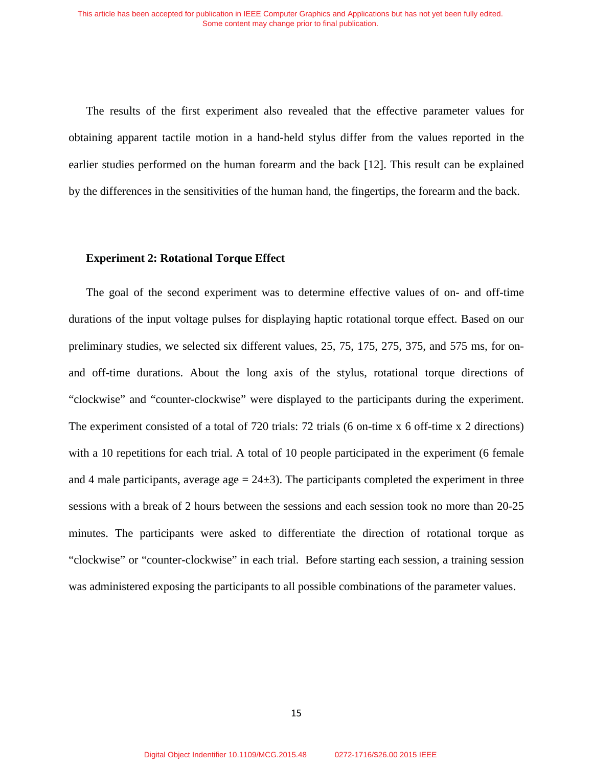The results of the first experiment also revealed that the effective parameter values for obtaining apparent tactile motion in a hand-held stylus differ from the values reported in the earlier studies performed on the human forearm and the back [12]. This result can be explained by the differences in the sensitivities of the human hand, the fingertips, the forearm and the back.

**Experiment 2: Rotational Torque Effect**

The goal of the second experiment was to determine effective values of on- and off-time durations of the input voltage pulses for displaying haptic rotational torque effect. Based on our preliminary studies, we selected six different values, 25, 75, 175, 275, 375, and 575 ms, for on- and off-time durations. About the long axis of the stylus, rotational torque directions of "clockwise" and "counter-clockwise" were displayed to the participants during the experiment. The experiment consisted of a total of 720 trials: 72 trials (6 on-time x 6 off-time x 2 directions) with a 10 repetitions for each trial. A total of 10 people participated in the experiment (6 female and 4 male participants, average age = 24±3). The participants completed the experiment in three sessions with a break of 2 hours between the sessions and each session took no more than 20-25 minutes. The participants were asked to differentiate the direction of rotational torque as "clockwise" or "counter-clockwise" in each trial. Before starting each session, a training session was administered exposing the participants to all possible combinations of the parameter values.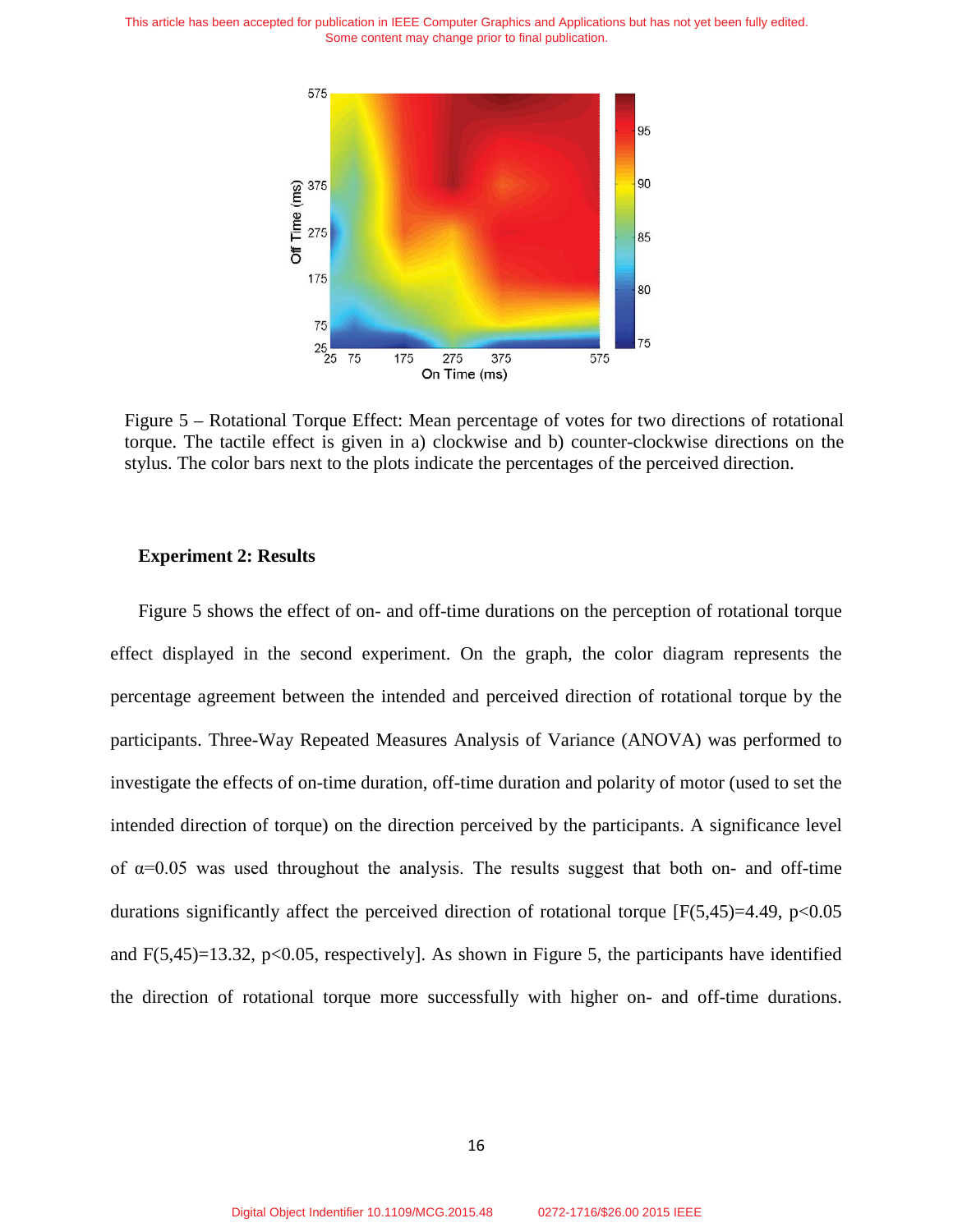Figure 5 – Rotational Torque Effect: Mean percentage of votes for two directions of rotational torque. The tactile effect is given in a) clockwise and b) counter-clockwise directions on the stylus. The color bars next to the plots indicate the percentages of the perceived direction.

### Experiment 2: Results

Figure 5 shows the effect of on- and off-time durations on the perception of rotational torque effect displayed in the second experiment. On the graph, the color diagram represents the percentage agreement between the intended and perceived direction of rotational torque by the participants. Three-Way Repeated Measures Analysis of Variance (ANOVA) was performed to investigate the effects of on-time duration, off-time duration and polarity of motor (used to set the intended direction of torque) on the direction perceived by the participants. A significance level of $\alpha=0.05$ was used throughout the analysis. The results suggest that both on- and off-time durations significantly affect the perceived direction of rotational torque [$F(5,45)=4.49$, $p<0.05$ and $F(5,45)=13.32$, $p<0.05$, respectively]. As shown in Figure 5, the participants have identified the direction of rotational torque more successfully with higher on- and off-time durations.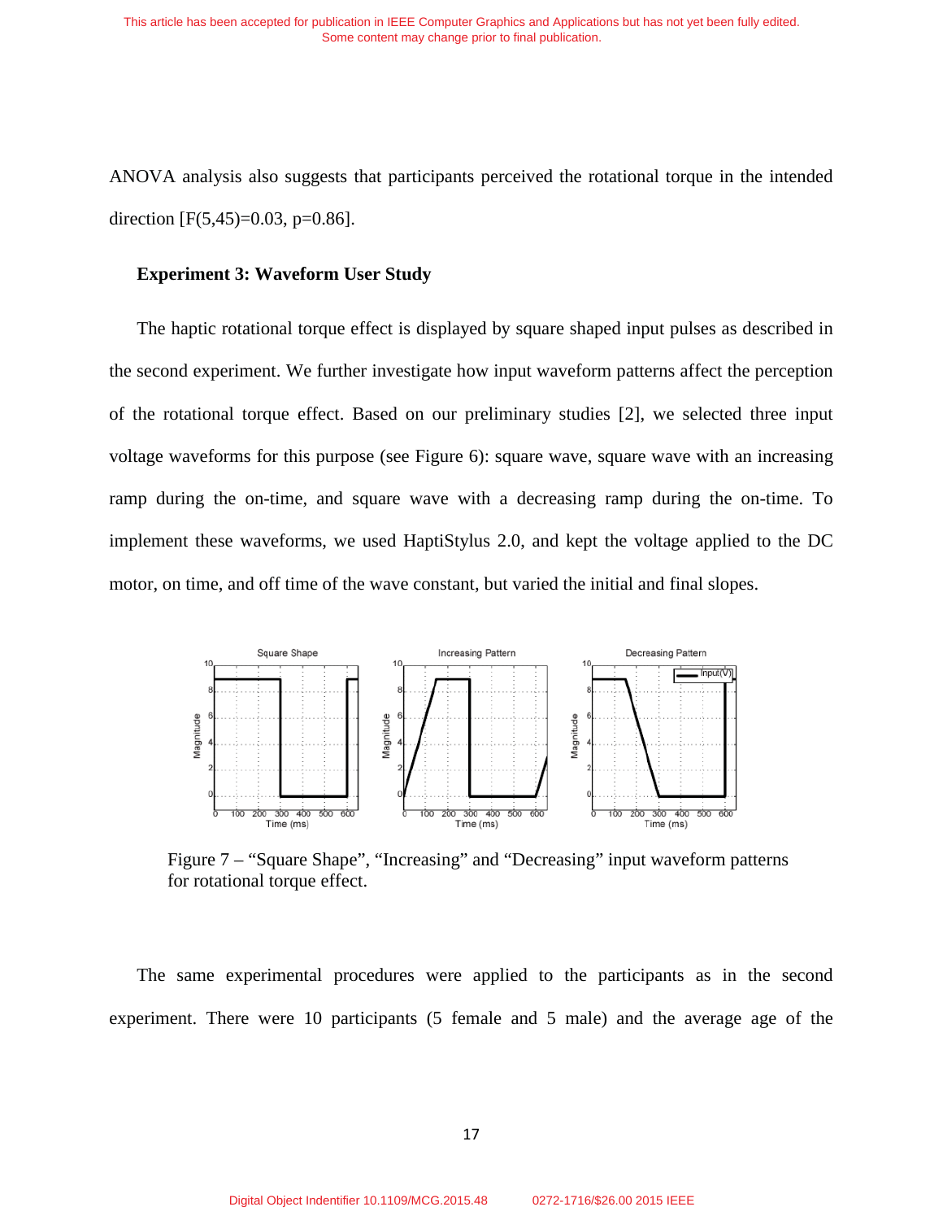ANOVA analysis also suggests that participants perceived the rotational torque in the intended direction [$F(5,45)=0.03$, $p=0.86$].

### Experiment 3: Waveform User Study

The haptic rotational torque effect is displayed by square shaped input pulses as described in the second experiment. We further investigate how input waveform patterns affect the perception of the rotational torque effect. Based on our preliminary studies [2], we selected three input voltage waveforms for this purpose (see Figure 6): square wave, square wave with an increasing ramp during the on-time, and square wave with a decreasing ramp during the on-time. To implement these waveforms, we used HaptiStylus 2.0, and kept the voltage applied to the DC motor, on time, and off time of the wave constant, but varied the initial and final slopes.

Figure 7 – "Square Shape", "Increasing" and "Decreasing" input waveform patterns for rotational torque effect.

The same experimental procedures were applied to the participants as in the second experiment. There were 10 participants (5 female and 5 male) and the average age of the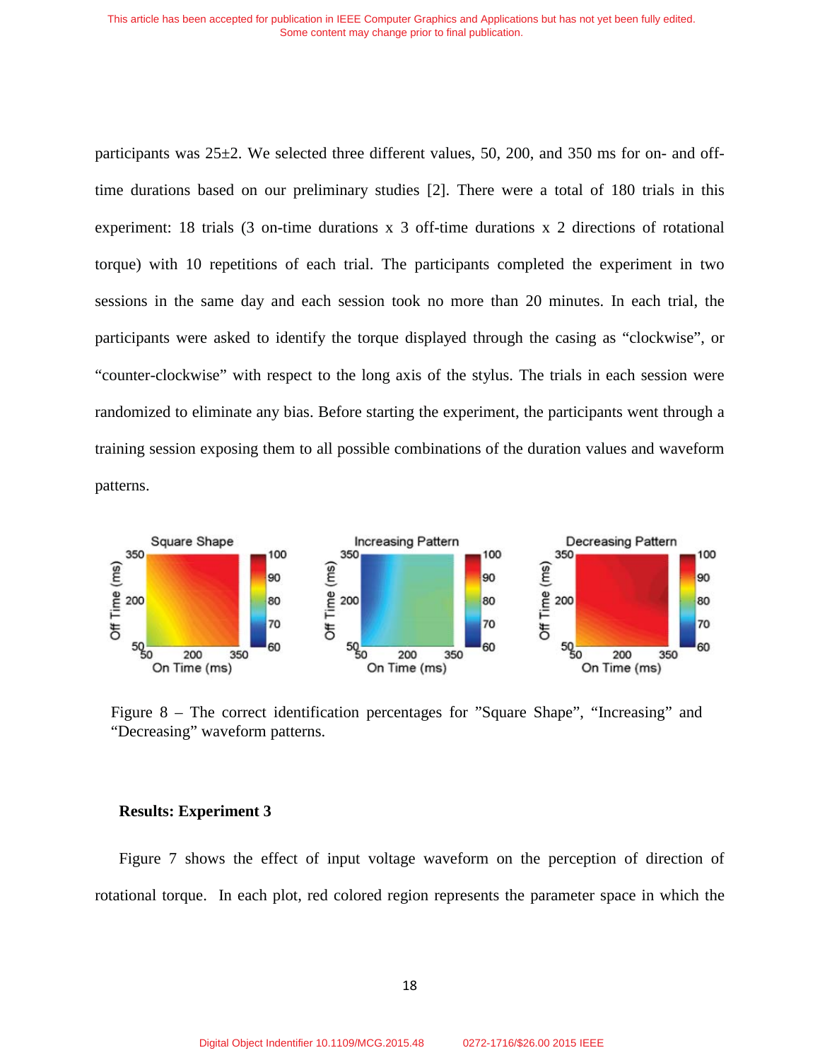participants was 25±2. We selected three different values, 50, 200, and 350 ms for on- and off-time durations based on our preliminary studies [2]. There were a total of 180 trials in this experiment: 18 trials (3 on-time durations x 3 off-time durations x 2 directions of rotational torque) with 10 repetitions of each trial. The participants completed the experiment in two sessions in the same day and each session took no more than 20 minutes. In each trial, the participants were asked to identify the torque displayed through the casing as "clockwise", or "counter-clockwise" with respect to the long axis of the stylus. The trials in each session were randomized to eliminate any bias. Before starting the experiment, the participants went through a training session exposing them to all possible combinations of the duration values and waveform patterns.

Figure 8 – The correct identification percentages for "Square Shape", "Increasing" and "Decreasing" waveform patterns.

### Results: Experiment 3

Figure 7 shows the effect of input voltage waveform on the perception of direction of rotational torque. In each plot, red colored region represents the parameter space in which the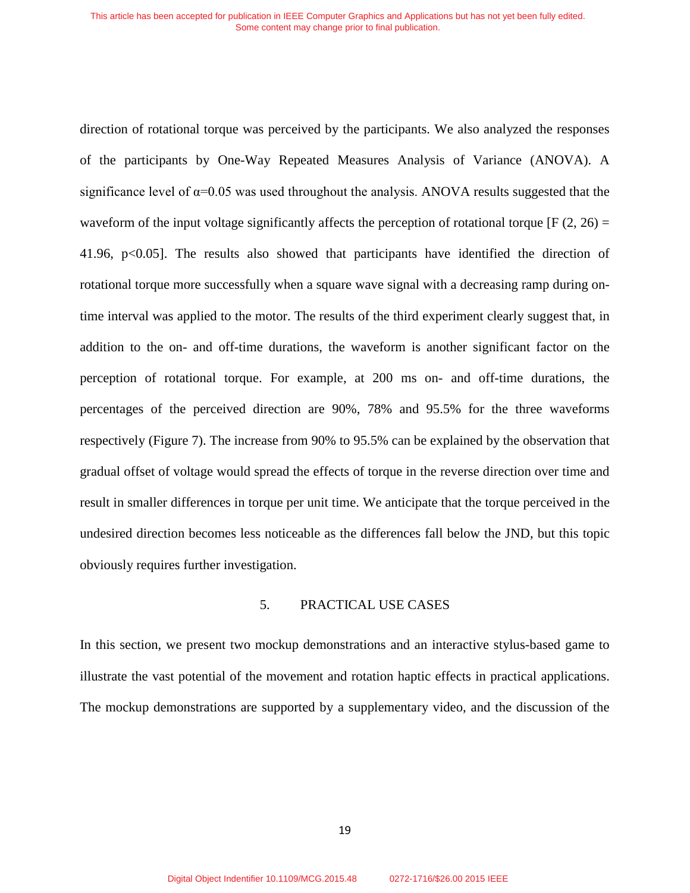direction of rotational torque was perceived by the participants. We also analyzed the responses of the participants by One-Way Repeated Measures Analysis of Variance (ANOVA). A significance level of $\alpha=0.05$ was used throughout the analysis. ANOVA results suggested that the waveform of the input voltage significantly affects the perception of rotational torque [$F(2, 26) = 41.96$, $p<0.05$]. The results also showed that participants have identified the direction of rotational torque more successfully when a square wave signal with a decreasing ramp during on-time interval was applied to the motor. The results of the third experiment clearly suggest that, in addition to the on- and off-time durations, the waveform is another significant factor on the perception of rotational torque. For example, at 200 ms on- and off-time durations, the percentages of the perceived direction are 90%, 78% and 95.5% for the three waveforms respectively (Figure 7). The increase from 90% to 95.5% can be explained by the observation that gradual offset of voltage would spread the effects of torque in the reverse direction over time and result in smaller differences in torque per unit time. We anticipate that the torque perceived in the undesired direction becomes less noticeable as the differences fall below the JND, but this topic obviously requires further investigation.

## 5. PRACTICAL USE CASES

In this section, we present two mockup demonstrations and an interactive stylus-based game to illustrate the vast potential of the movement and rotation haptic effects in practical applications. The mockup demonstrations are supported by a supplementary video, and the discussion of the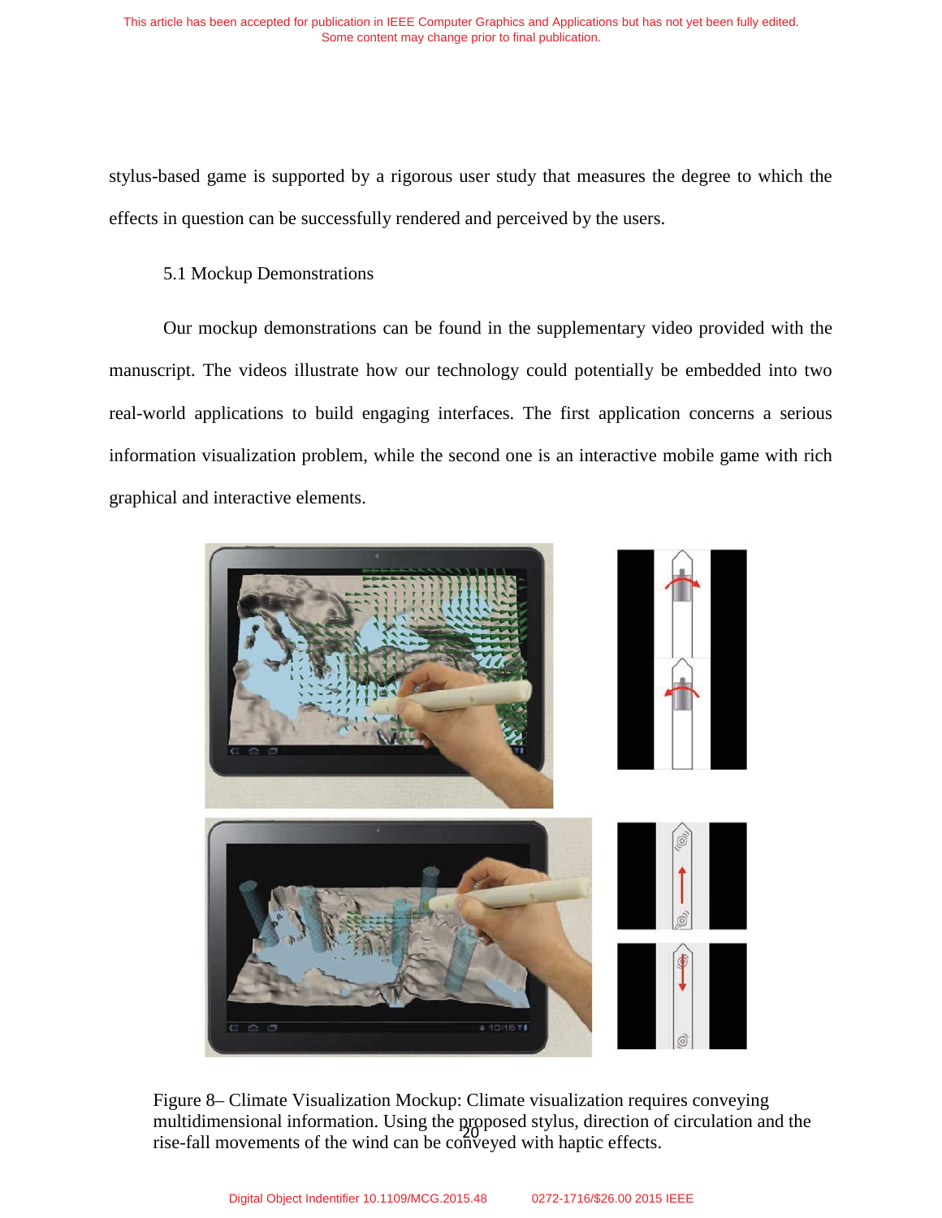stylus-based game is supported by a rigorous user study that measures the degree to which the effects in question can be successfully rendered and perceived by the users.

### 5.1 Mockup Demonstrations

Our mockup demonstrations can be found in the supplementary video provided with the manuscript. The videos illustrate how our technology could potentially be embedded into two real-world applications to build engaging interfaces. The first application concerns a serious information visualization problem, while the second one is an interactive mobile game with rich graphical and interactive elements.

Figure 8– Climate Visualization Mockup: Climate visualization requires conveying multidimensional information. Using the proposed stylus, direction of circulation and the rise-fall movements of the wind can be conveyed with haptic effects.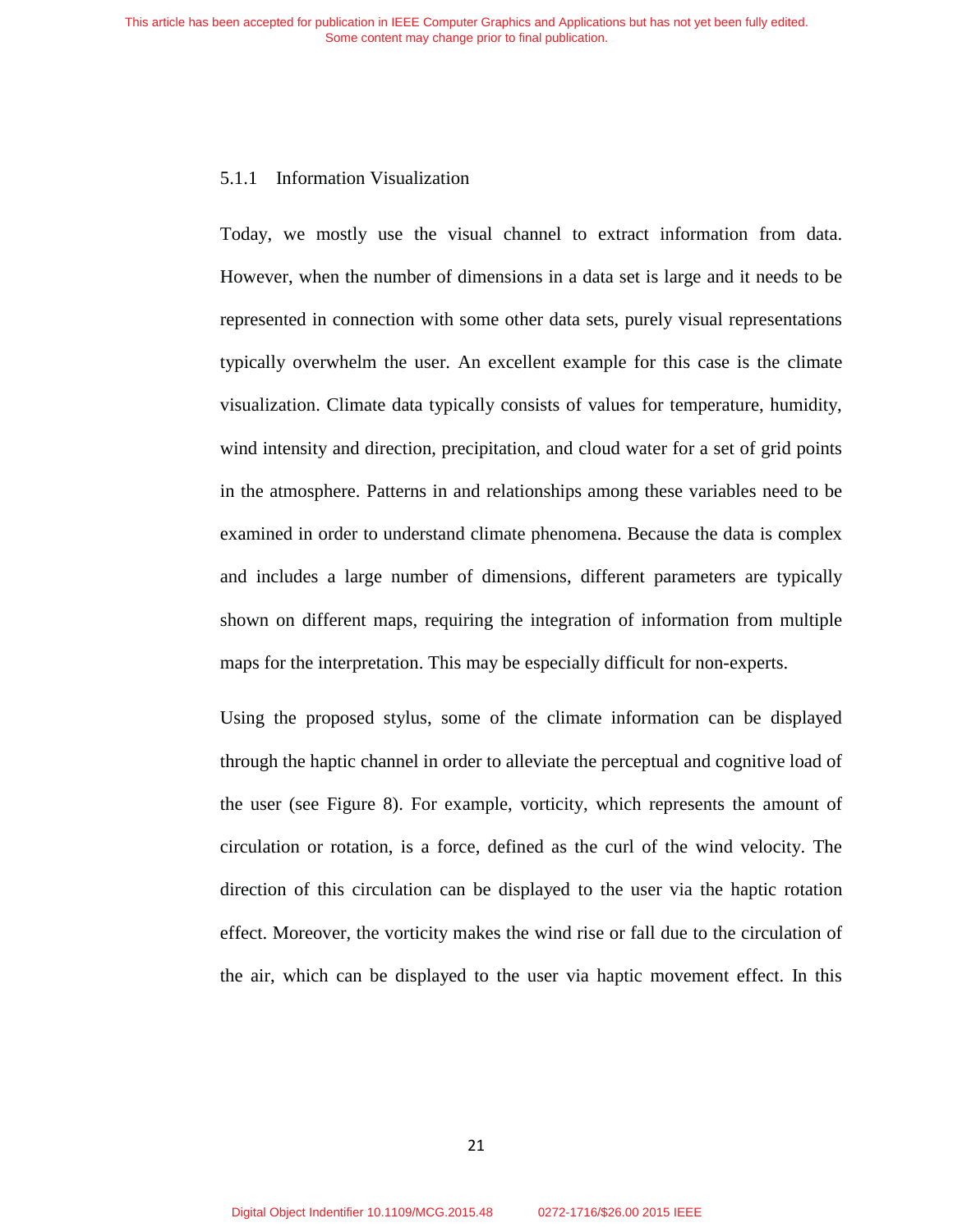#### 5.1.1 Information Visualization

Today, we mostly use the visual channel to extract information from data. However, when the number of dimensions in a data set is large and it needs to be represented in connection with some other data sets, purely visual representations typically overwhelm the user. An excellent example for this case is the climate visualization. Climate data typically consists of values for temperature, humidity, wind intensity and direction, precipitation, and cloud water for a set of grid points in the atmosphere. Patterns in and relationships among these variables need to be examined in order to understand climate phenomena. Because the data is complex and includes a large number of dimensions, different parameters are typically shown on different maps, requiring the integration of information from multiple maps for the interpretation. This may be especially difficult for non-experts.

Using the proposed stylus, some of the climate information can be displayed through the haptic channel in order to alleviate the perceptual and cognitive load of the user (see Figure 8). For example, vorticity, which represents the amount of circulation or rotation, is a force, defined as the curl of the wind velocity. The direction of this circulation can be displayed to the user via the haptic rotation effect. Moreover, the vorticity makes the wind rise or fall due to the circulation of the air, which can be displayed to the user via haptic movement effect. In this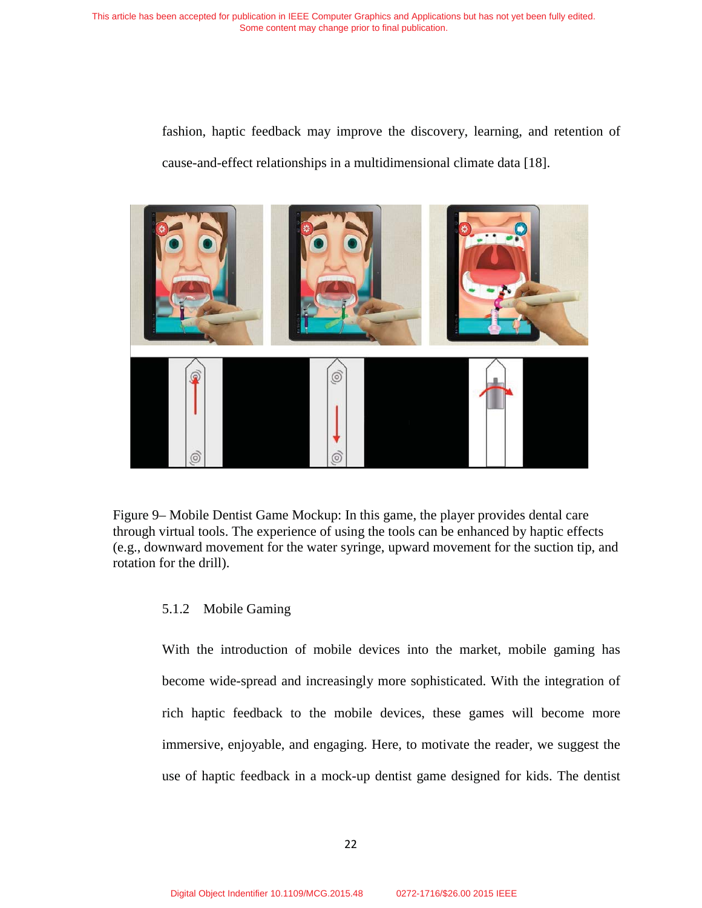fashion, haptic feedback may improve the discovery, learning, and retention of cause-and-effect relationships in a multidimensional climate data [18].

Figure 9– Mobile Dentist Game Mockup: In this game, the player provides dental care through virtual tools. The experience of using the tools can be enhanced by haptic effects (e.g., downward movement for the water syringe, upward movement for the suction tip, and rotation for the drill).

### 5.1.2 Mobile Gaming

With the introduction of mobile devices into the market, mobile gaming has become wide-spread and increasingly more sophisticated. With the integration of rich haptic feedback to the mobile devices, these games will become more immersive, enjoyable, and engaging. Here, to motivate the reader, we suggest the use of haptic feedback in a mock-up dentist game designed for kids. The dentist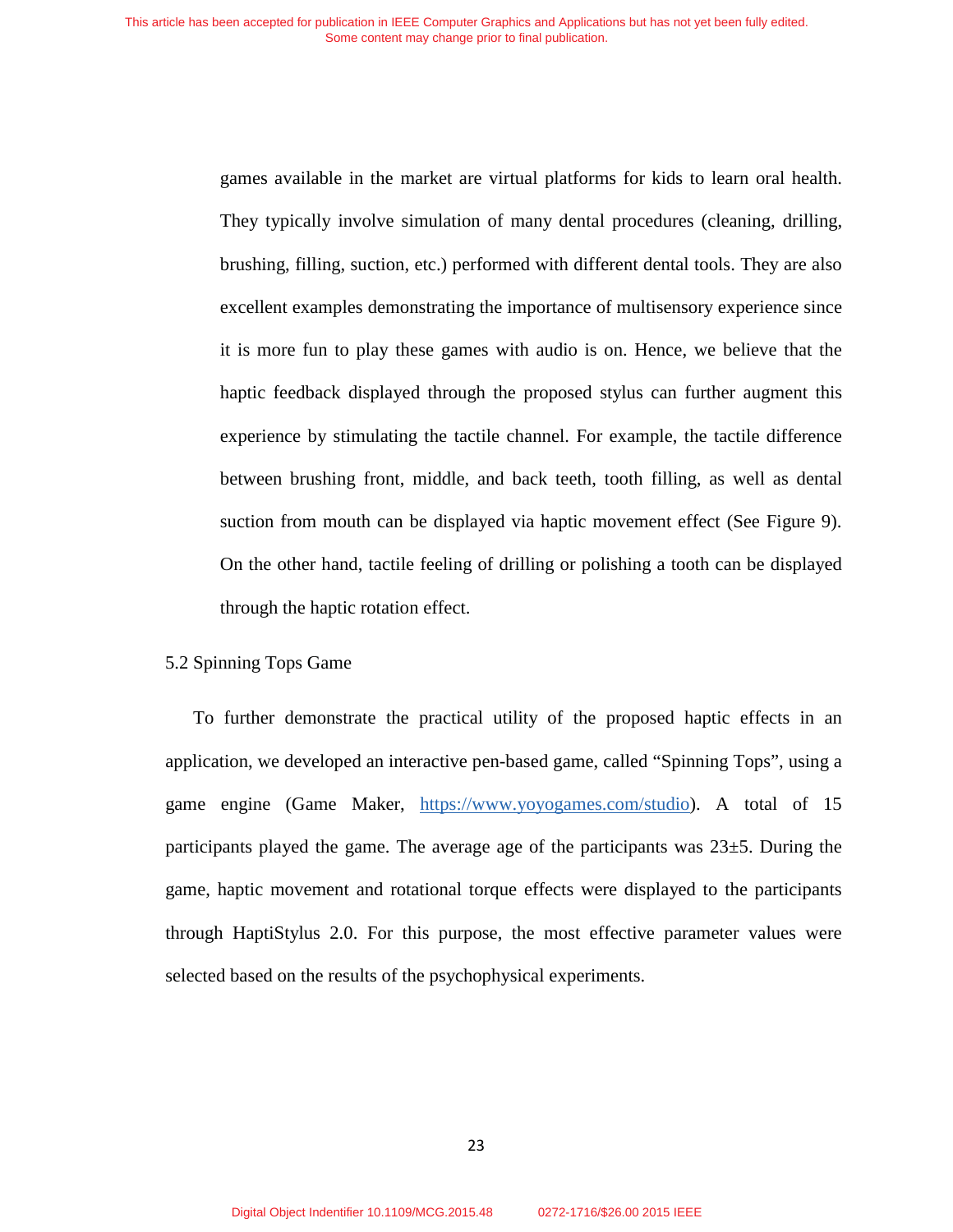games available in the market are virtual platforms for kids to learn oral health. They typically involve simulation of many dental procedures (cleaning, drilling, brushing, filling, suction, etc.) performed with different dental tools. They are also excellent examples demonstrating the importance of multisensory experience since it is more fun to play these games with audio is on. Hence, we believe that the haptic feedback displayed through the proposed stylus can further augment this experience by stimulating the tactile channel. For example, the tactile difference between brushing front, middle, and back teeth, tooth filling, as well as dental suction from mouth can be displayed via haptic movement effect (See Figure 9). On the other hand, tactile feeling of drilling or polishing a tooth can be displayed through the haptic rotation effect.

### 5.2 Spinning Tops Game

To further demonstrate the practical utility of the proposed haptic effects in an application, we developed an interactive pen-based game, called "Spinning Tops", using a game engine (Game Maker, https://www.yoyogames.com/studio). A total of 15 participants played the game. The average age of the participants was 23±5. During the game, haptic movement and rotational torque effects were displayed to the participants through HaptiStylus 2.0. For this purpose, the most effective parameter values were selected based on the results of the psychophysical experiments.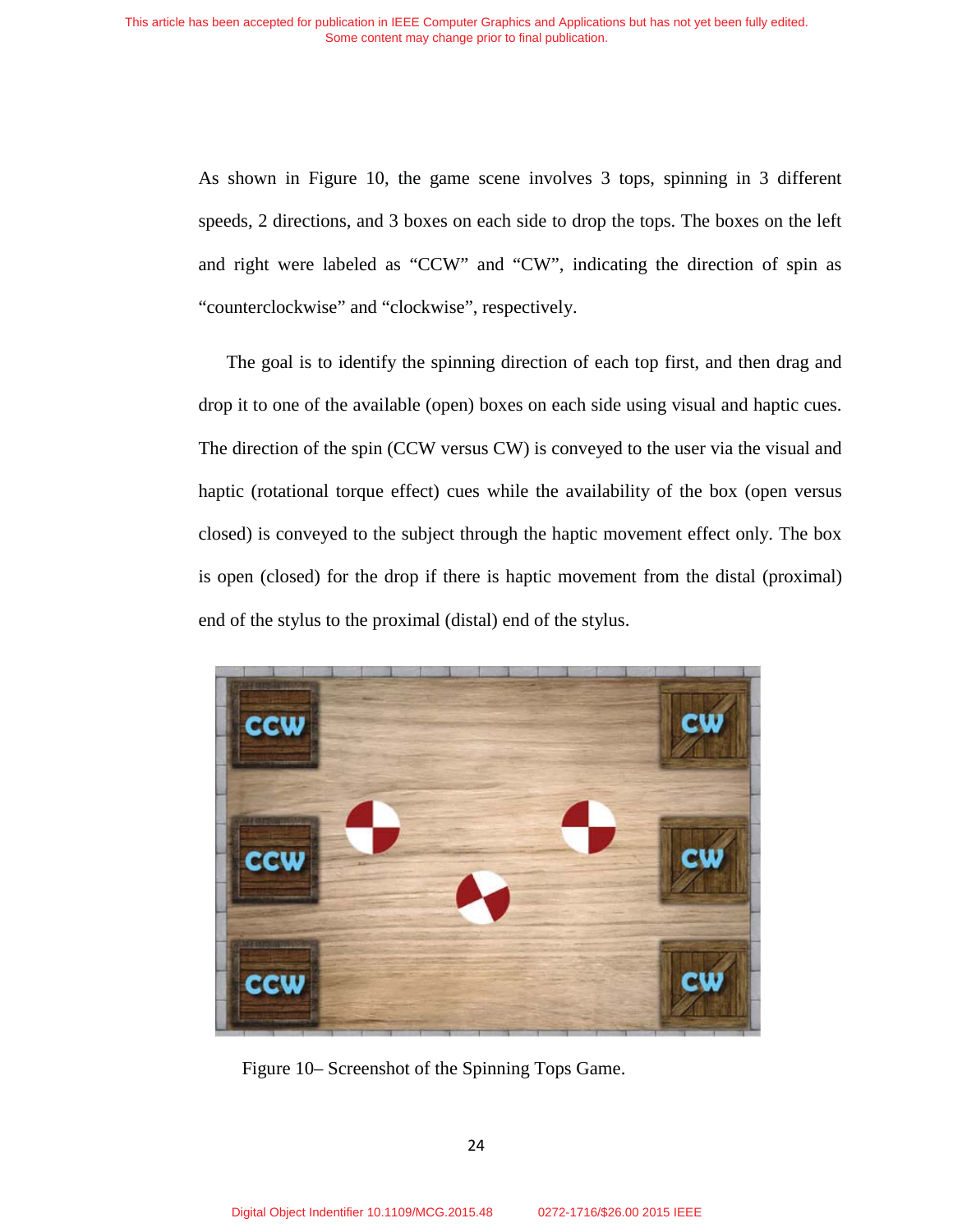As shown in Figure 10, the game scene involves 3 tops, spinning in 3 different speeds, 2 directions, and 3 boxes on each side to drop the tops. The boxes on the left and right were labeled as "CCW" and "CW", indicating the direction of spin as "counterclockwise" and "clockwise", respectively.

The goal is to identify the spinning direction of each top first, and then drag and drop it to one of the available (open) boxes on each side using visual and haptic cues. The direction of the spin (CCW versus CW) is conveyed to the user via the visual and haptic (rotational torque effect) cues while the availability of the box (open versus closed) is conveyed to the subject through the haptic movement effect only. The box is open (closed) for the drop if there is haptic movement from the distal (proximal) end of the stylus to the proximal (distal) end of the stylus.

Figure 10– Screenshot of the Spinning Tops Game.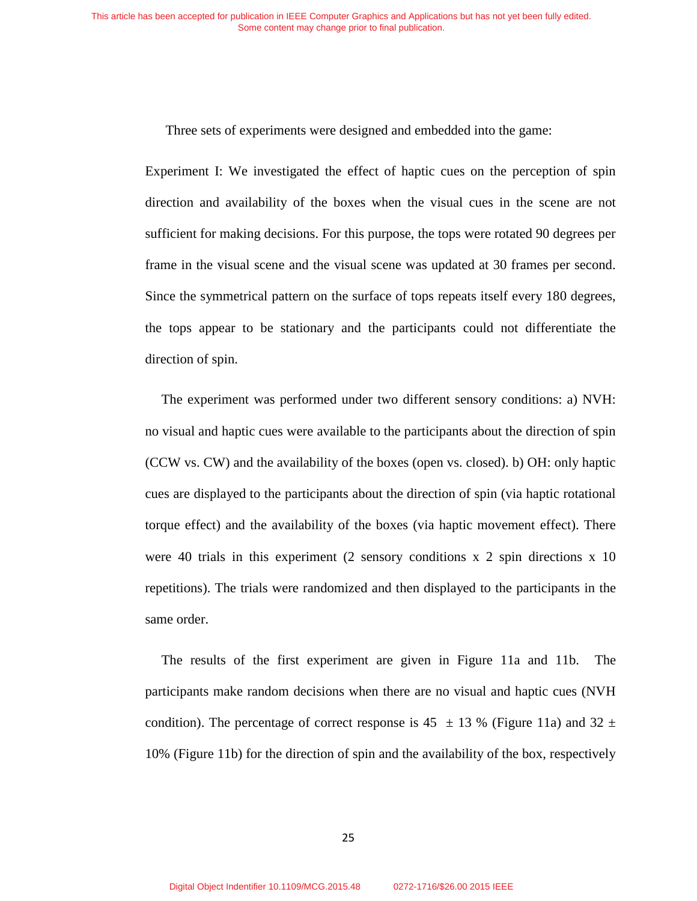Three sets of experiments were designed and embedded into the game:

Experiment I: We investigated the effect of haptic cues on the perception of spin direction and availability of the boxes when the visual cues in the scene are not sufficient for making decisions. For this purpose, the tops were rotated 90 degrees per frame in the visual scene and the visual scene was updated at 30 frames per second. Since the symmetrical pattern on the surface of tops repeats itself every 180 degrees, the tops appear to be stationary and the participants could not differentiate the direction of spin.

The experiment was performed under two different sensory conditions: a) NVH: no visual and haptic cues were available to the participants about the direction of spin (CCW vs. CW) and the availability of the boxes (open vs. closed). b) OH: only haptic cues are displayed to the participants about the direction of spin (via haptic rotational torque effect) and the availability of the boxes (via haptic movement effect). There were 40 trials in this experiment (2 sensory conditions x 2 spin directions x 10 repetitions). The trials were randomized and then displayed to the participants in the same order.

The results of the first experiment are given in Figure 11a and 11b. The participants make random decisions when there are no visual and haptic cues (NVH condition). The percentage of correct response is 45 $\pm$ 13 % (Figure 11a) and 32 $\pm$ 10% (Figure 11b) for the direction of spin and the availability of the box, respectively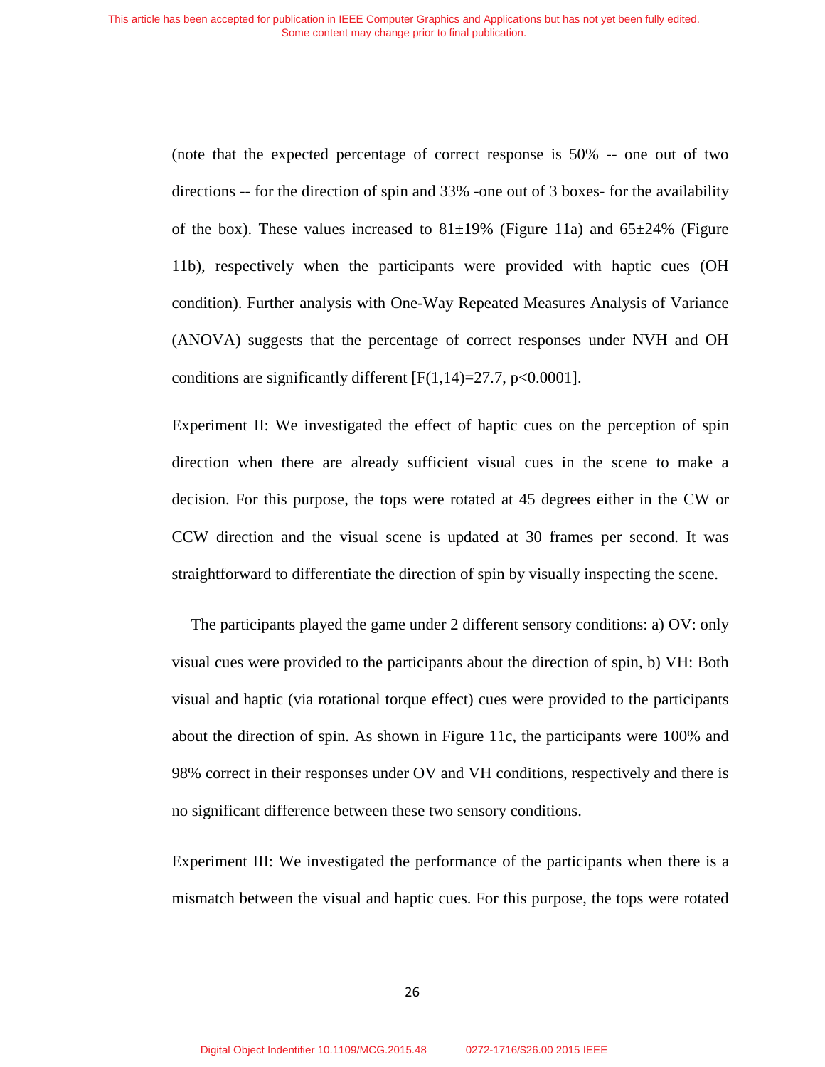(note that the expected percentage of correct response is 50% -- one out of two directions -- for the direction of spin and 33% -one out of 3 boxes- for the availability of the box). These values increased to 81±19% (Figure 11a) and 65±24% (Figure 11b), respectively when the participants were provided with haptic cues (OH condition). Further analysis with One-Way Repeated Measures Analysis of Variance (ANOVA) suggests that the percentage of correct responses under NVH and OH conditions are significantly different [$F(1,14)=27.7$, $p<0.0001$].

Experiment II: We investigated the effect of haptic cues on the perception of spin direction when there are already sufficient visual cues in the scene to make a decision. For this purpose, the tops were rotated at 45 degrees either in the CW or CCW direction and the visual scene is updated at 30 frames per second. It was straightforward to differentiate the direction of spin by visually inspecting the scene.

The participants played the game under 2 different sensory conditions: a) OV: only visual cues were provided to the participants about the direction of spin, b) VH: Both visual and haptic (via rotational torque effect) cues were provided to the participants about the direction of spin. As shown in Figure 11c, the participants were 100% and 98% correct in their responses under OV and VH conditions, respectively and there is no significant difference between these two sensory conditions.

Experiment III: We investigated the performance of the participants when there is a mismatch between the visual and haptic cues. For this purpose, the tops were rotated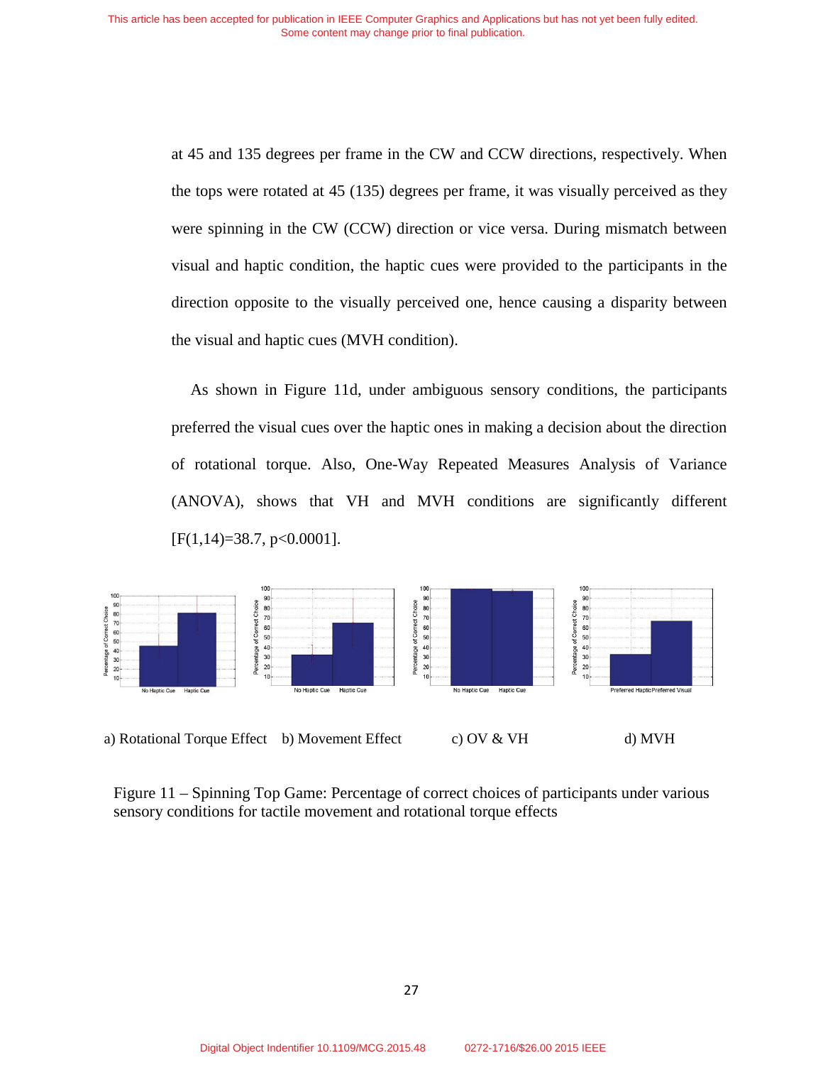at 45 and 135 degrees per frame in the CW and CCW directions, respectively. When the tops were rotated at 45 (135) degrees per frame, it was visually perceived as they were spinning in the CW (CCW) direction or vice versa. During mismatch between visual and haptic condition, the haptic cues were provided to the participants in the direction opposite to the visually perceived one, hence causing a disparity between the visual and haptic cues (MVH condition).

As shown in Figure 11d, under ambiguous sensory conditions, the participants preferred the visual cues over the haptic ones in making a decision about the direction of rotational torque. Also, One-Way Repeated Measures Analysis of Variance (ANOVA), shows that VH and MVH conditions are significantly different [$F(1,14)=38.7$, $p<0.0001$].

a) Rotational Torque Effect  b) Movement Effect  c) OV & VH  d) MVH

Figure 11 – Spinning Top Game: Percentage of correct choices of participants under various sensory conditions for tactile movement and rotational torque effects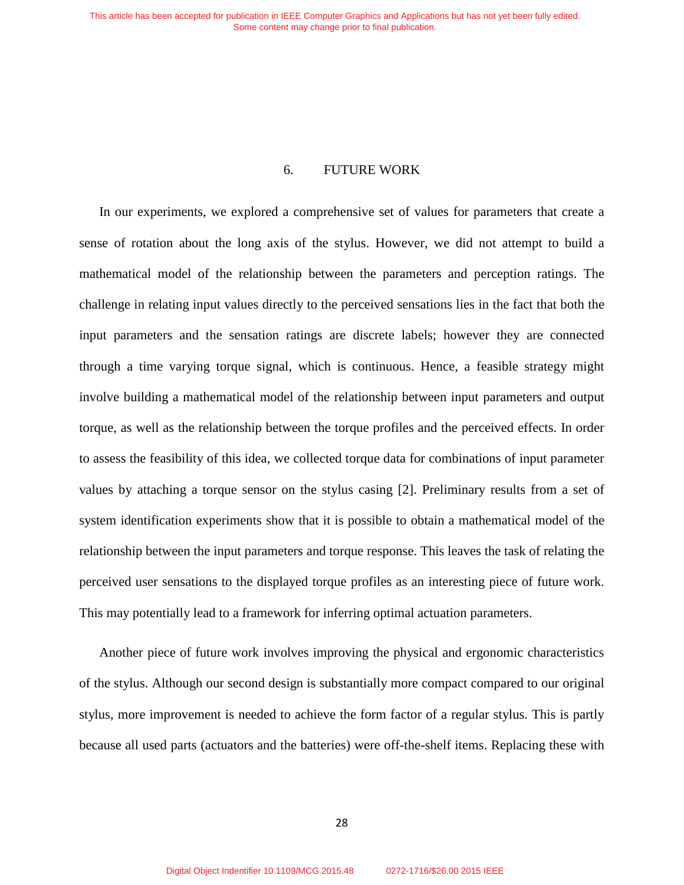# 6. FUTURE WORK

In our experiments, we explored a comprehensive set of values for parameters that create a sense of rotation about the long axis of the stylus. However, we did not attempt to build a mathematical model of the relationship between the parameters and perception ratings. The challenge in relating input values directly to the perceived sensations lies in the fact that both the input parameters and the sensation ratings are discrete labels; however they are connected through a time varying torque signal, which is continuous. Hence, a feasible strategy might involve building a mathematical model of the relationship between input parameters and output torque, as well as the relationship between the torque profiles and the perceived effects. In order to assess the feasibility of this idea, we collected torque data for combinations of input parameter values by attaching a torque sensor on the stylus casing [2]. Preliminary results from a set of system identification experiments show that it is possible to obtain a mathematical model of the relationship between the input parameters and torque response. This leaves the task of relating the perceived user sensations to the displayed torque profiles as an interesting piece of future work. This may potentially lead to a framework for inferring optimal actuation parameters.

Another piece of future work involves improving the physical and ergonomic characteristics of the stylus. Although our second design is substantially more compact compared to our original stylus, more improvement is needed to achieve the form factor of a regular stylus. This is partly because all used parts (actuators and the batteries) were off-the-shelf items. Replacing these with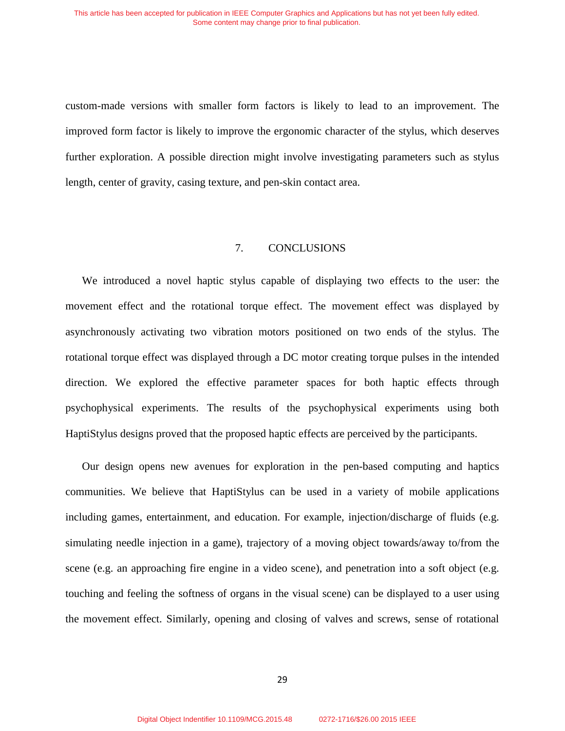custom-made versions with smaller form factors is likely to lead to an improvement. The improved form factor is likely to improve the ergonomic character of the stylus, which deserves further exploration. A possible direction might involve investigating parameters such as stylus length, center of gravity, casing texture, and pen-skin contact area.

## 7. CONCLUSIONS

We introduced a novel haptic stylus capable of displaying two effects to the user: the movement effect and the rotational torque effect. The movement effect was displayed by asynchronously activating two vibration motors positioned on two ends of the stylus. The rotational torque effect was displayed through a DC motor creating torque pulses in the intended direction. We explored the effective parameter spaces for both haptic effects through psychophysical experiments. The results of the psychophysical experiments using both HaptiStylus designs proved that the proposed haptic effects are perceived by the participants.

Our design opens new avenues for exploration in the pen-based computing and haptics communities. We believe that HaptiStylus can be used in a variety of mobile applications including games, entertainment, and education. For example, injection/discharge of fluids (e.g. simulating needle injection in a game), trajectory of a moving object towards/away to/from the scene (e.g. an approaching fire engine in a video scene), and penetration into a soft object (e.g. touching and feeling the softness of organs in the visual scene) can be displayed to a user using the movement effect. Similarly, opening and closing of valves and screws, sense of rotational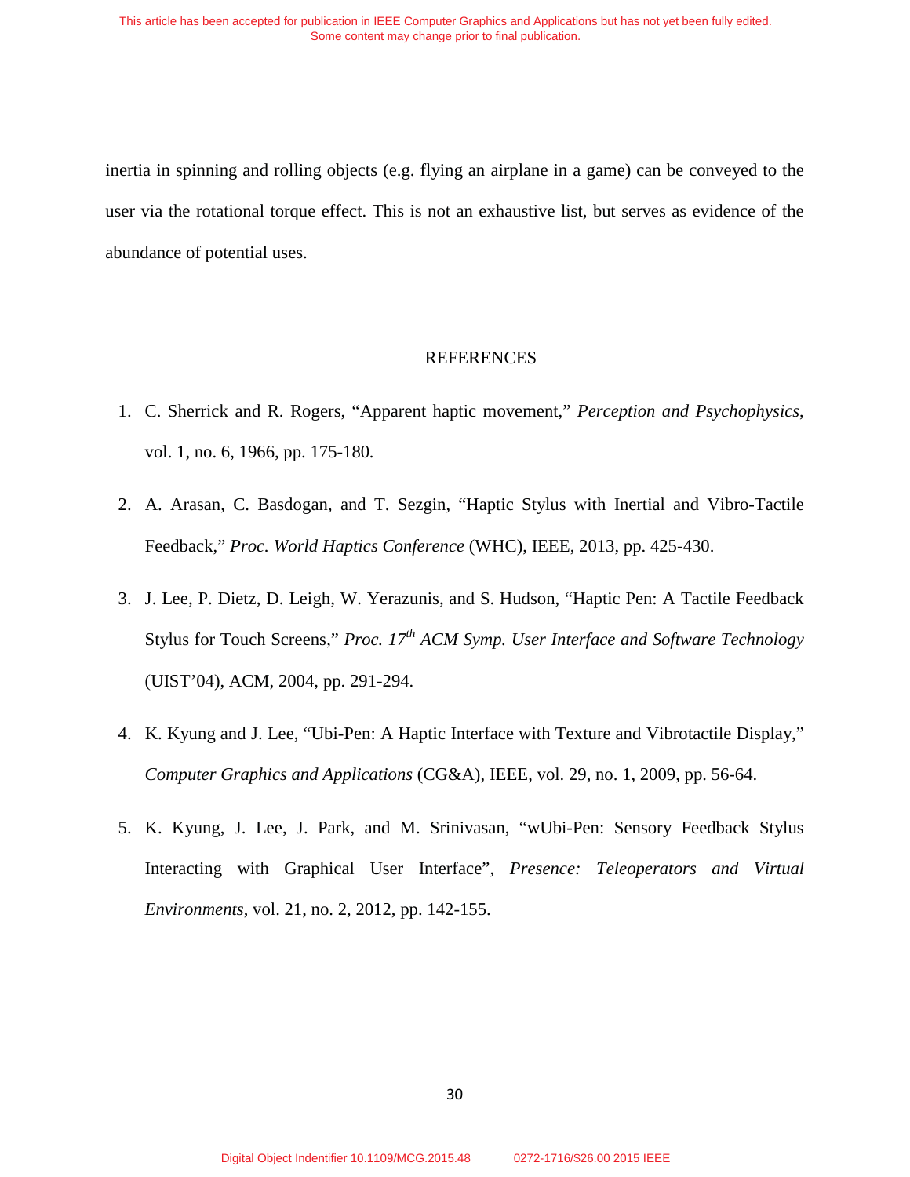inertia in spinning and rolling objects (e.g. flying an airplane in a game) can be conveyed to the user via the rotational torque effect. This is not an exhaustive list, but serves as evidence of the abundance of potential uses.

## REFERENCES

1. C. Sherrick and R. Rogers, “Apparent haptic movement,” *Perception and Psychophysics*, vol. 1, no. 6, 1966, pp. 175-180.

2. A. Arasan, C. Basdogan, and T. Sezgin, “Haptic Stylus with Inertial and Vibro-Tactile Feedback,” *Proc. World Haptics Conference* (WHC), IEEE, 2013, pp. 425-430.

3. J. Lee, P. Dietz, D. Leigh, W. Yerazunis, and S. Hudson, “Haptic Pen: A Tactile Feedback Stylus for Touch Screens,” *Proc. 17th ACM Symp. User Interface and Software Technology* (UIST’04), ACM, 2004, pp. 291-294.

4. K. Kyung and J. Lee, “Ubi-Pen: A Haptic Interface with Texture and Vibrotactile Display,” *Computer Graphics and Applications* (CG&A), IEEE, vol. 29, no. 1, 2009, pp. 56-64.

5. K. Kyung, J. Lee, J. Park, and M. Srinivasan, “wUbi-Pen: Sensory Feedback Stylus Interacting with Graphical User Interface”, *Presence: Teleoperators and Virtual Environments*, vol. 21, no. 2, 2012, pp. 142-155.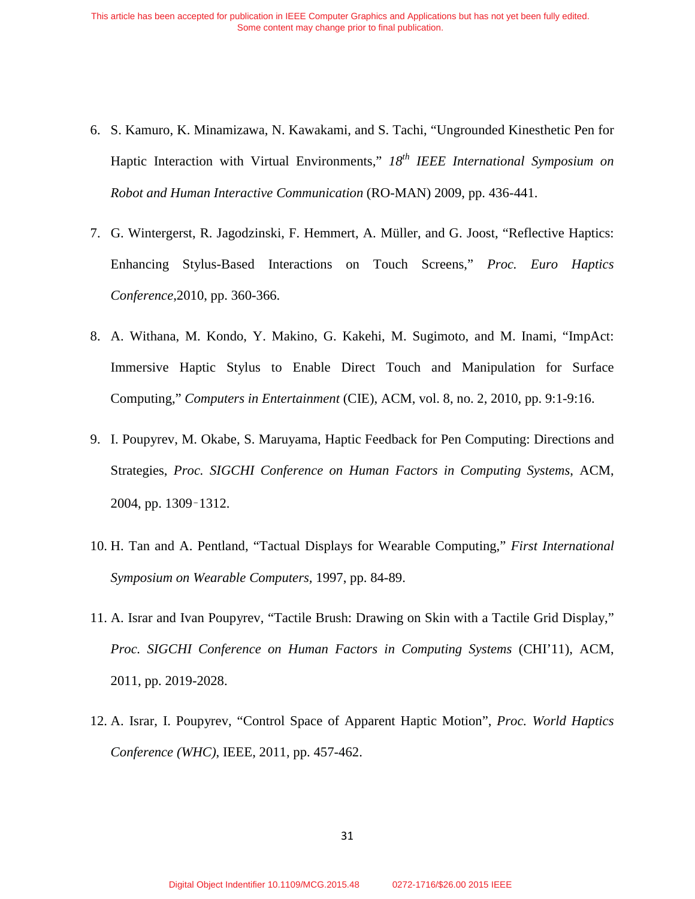6. S. Kamuro, K. Minamizawa, N. Kawakami, and S. Tachi, “Ungrounded Kinesthetic Pen for Haptic Interaction with Virtual Environments,” *18th IEEE International Symposium on Robot and Human Interactive Communication* (RO-MAN) 2009, pp. 436-441.
7. G. Wintergerst, R. Jagodzinski, F. Hemmert, A. Müller, and G. Joost, “Reflective Haptics: Enhancing Stylus-Based Interactions on Touch Screens,” *Proc. Euro Haptics Conference*,2010, pp. 360-366.
8. A. Withana, M. Kondo, Y. Makino, G. Kakehi, M. Sugimoto, and M. Inami, “ImpAct: Immersive Haptic Stylus to Enable Direct Touch and Manipulation for Surface Computing,” *Computers in Entertainment* (CIE), ACM, vol. 8, no. 2, 2010, pp. 9:1-9:16.
9. I. Poupyrev, M. Okabe, S. Maruyama, Haptic Feedback for Pen Computing: Directions and Strategies, *Proc. SIGCHI Conference on Human Factors in Computing Systems*, ACM, 2004, pp. 1309–1312.
10. H. Tan and A. Pentland, “Tactual Displays for Wearable Computing,” *First International Symposium on Wearable Computers,* 1997, pp. 84-89.
11. A. Israr and Ivan Poupyrev, “Tactile Brush: Drawing on Skin with a Tactile Grid Display,” *Proc. SIGCHI Conference on Human Factors in Computing Systems* (CHI’11), ACM, 2011, pp. 2019-2028.
12. A. Israr, I. Poupyrev, “Control Space of Apparent Haptic Motion”, *Proc. World Haptics Conference (WHC)*, IEEE, 2011, pp. 457-462.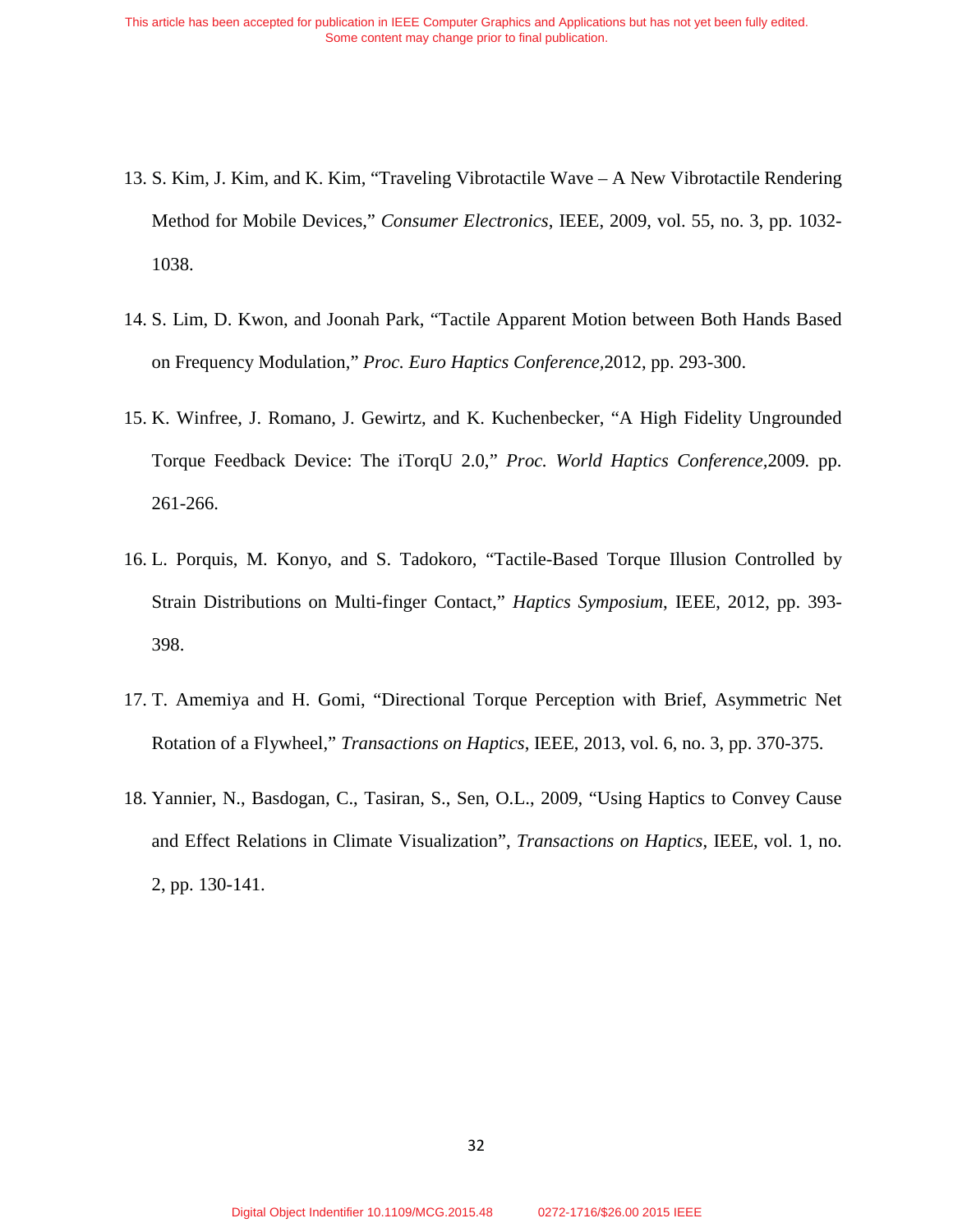13. S. Kim, J. Kim, and K. Kim, "Traveling Vibrotactile Wave – A New Vibrotactile Rendering Method for Mobile Devices," *Consumer Electronics*, IEEE, 2009, vol. 55, no. 3, pp. 1032-1038.

14. S. Lim, D. Kwon, and Joonah Park, "Tactile Apparent Motion between Both Hands Based on Frequency Modulation," *Proc. Euro Haptics Conference*,2012, pp. 293-300.

15. K. Winfree, J. Romano, J. Gewirtz, and K. Kuchenbecker, "A High Fidelity Ungrounded Torque Feedback Device: The iTorqU 2.0," *Proc. World Haptics Conference*,2009. pp. 261-266.

16. L. Porquis, M. Konyo, and S. Tadokoro, "Tactile-Based Torque Illusion Controlled by Strain Distributions on Multi-finger Contact," *Haptics Symposium*, IEEE, 2012, pp. 393-398.

17. T. Amemiya and H. Gomi, "Directional Torque Perception with Brief, Asymmetric Net Rotation of a Flywheel," *Transactions on Haptics*, IEEE, 2013, vol. 6, no. 3, pp. 370-375.

18. Yannier, N., Basdogan, C., Tasiran, S., Sen, O.L., 2009, "Using Haptics to Convey Cause and Effect Relations in Climate Visualization", *Transactions on Haptics*, IEEE, vol. 1, no. 2, pp. 130-141.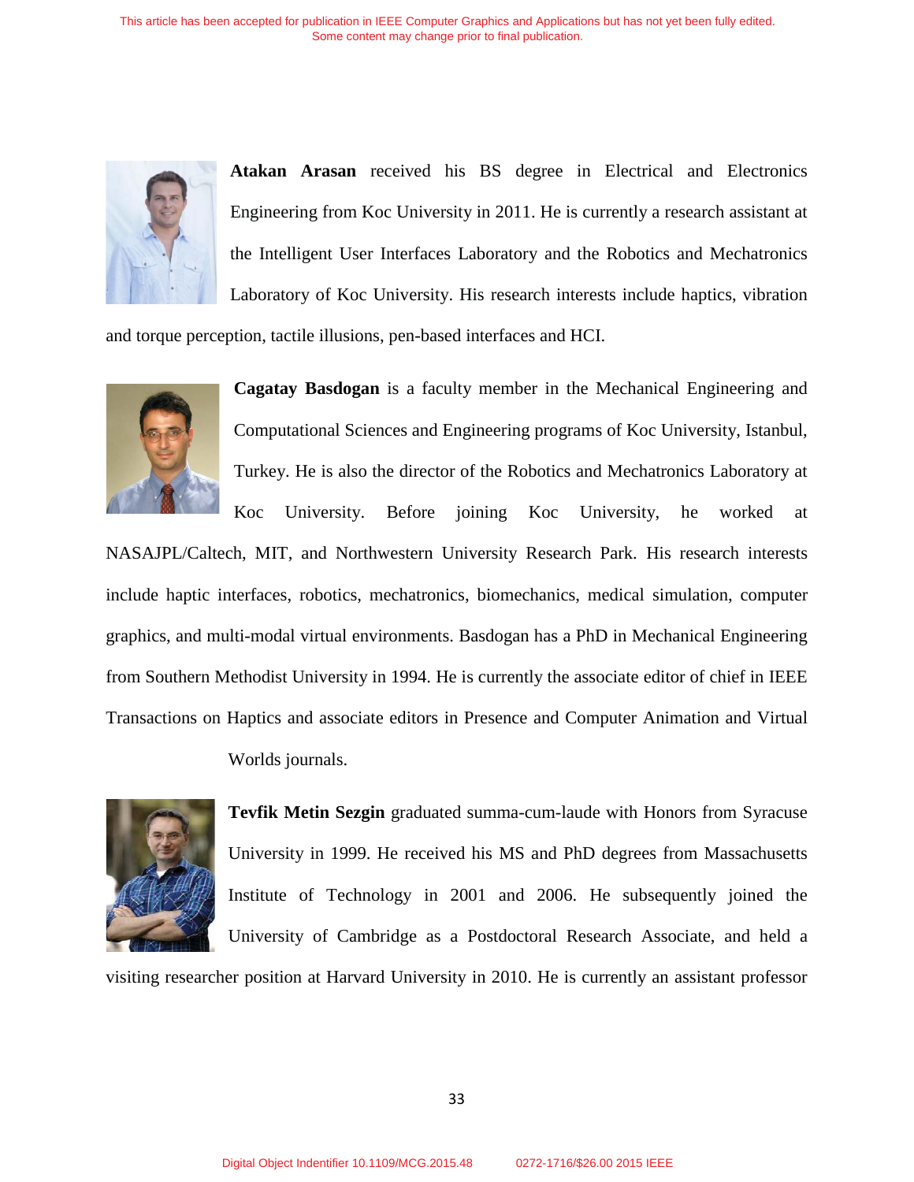**Atakan Arasan** received his BS degree in Electrical and Electronics Engineering from Koc University in 2011. He is currently a research assistant at the Intelligent User Interfaces Laboratory and the Robotics and Mechatronics Laboratory of Koc University. His research interests include haptics, vibration and torque perception, tactile illusions, pen-based interfaces and HCI.

**Cagatay Basdogan** is a faculty member in the Mechanical Engineering and Computational Sciences and Engineering programs of Koc University, Istanbul, Turkey. He is also the director of the Robotics and Mechatronics Laboratory at Koc University. Before joining Koc University, he worked at NASAJPL/Caltech, MIT, and Northwestern University Research Park. His research interests include haptic interfaces, robotics, mechatronics, biomechanics, medical simulation, computer graphics, and multi-modal virtual environments. Basdogan has a PhD in Mechanical Engineering from Southern Methodist University in 1994. He is currently the associate editor of chief in IEEE Transactions on Haptics and associate editors in Presence and Computer Animation and Virtual Worlds journals.

**Tevfik Metin Sezgin** graduated summa-cum-laude with Honors from Syracuse University in 1999. He received his MS and PhD degrees from Massachusetts Institute of Technology in 2001 and 2006. He subsequently joined the University of Cambridge as a Postdoctoral Research Associate, and held a visiting researcher position at Harvard University in 2010. He is currently an assistant professor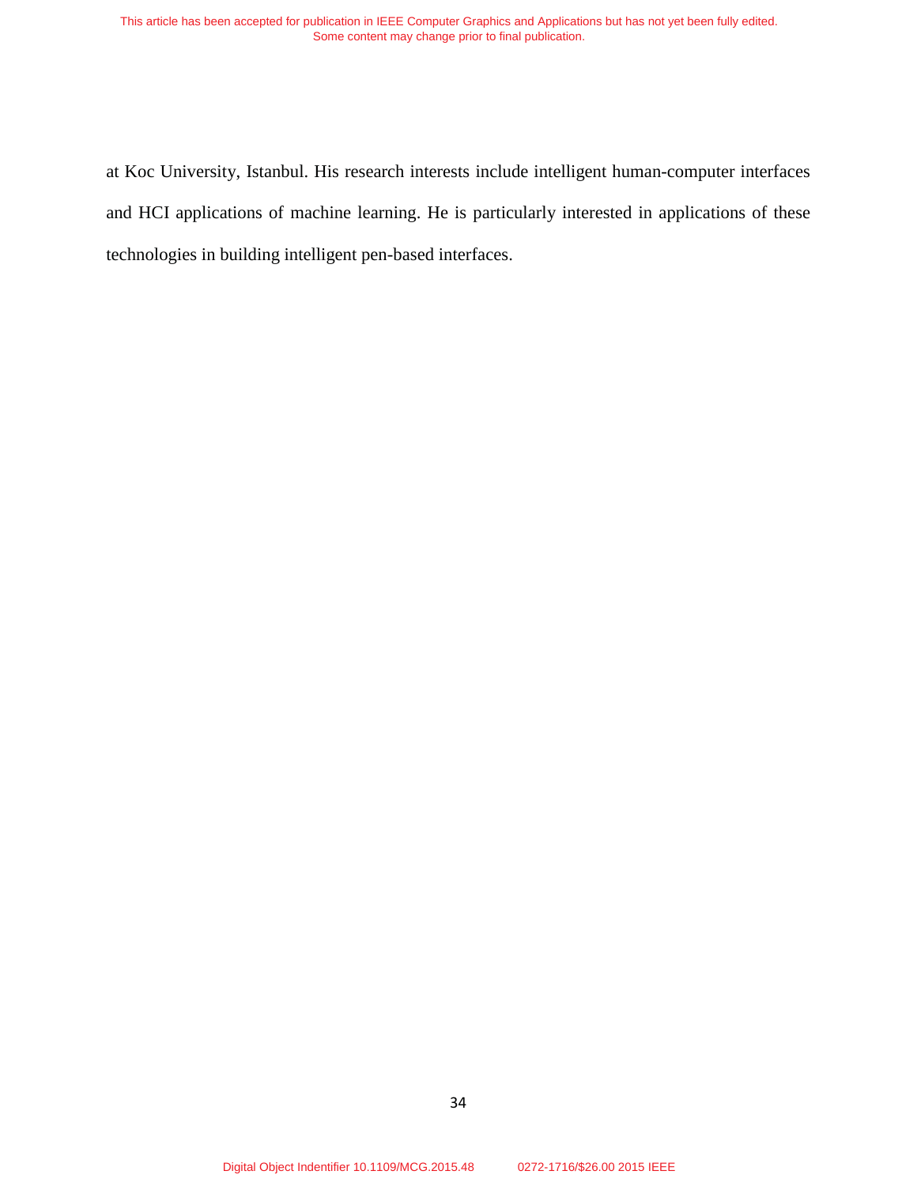at Koc University, Istanbul. His research interests include intelligent human-computer interfaces and HCI applications of machine learning. He is particularly interested in applications of these technologies in building intelligent pen-based interfaces.